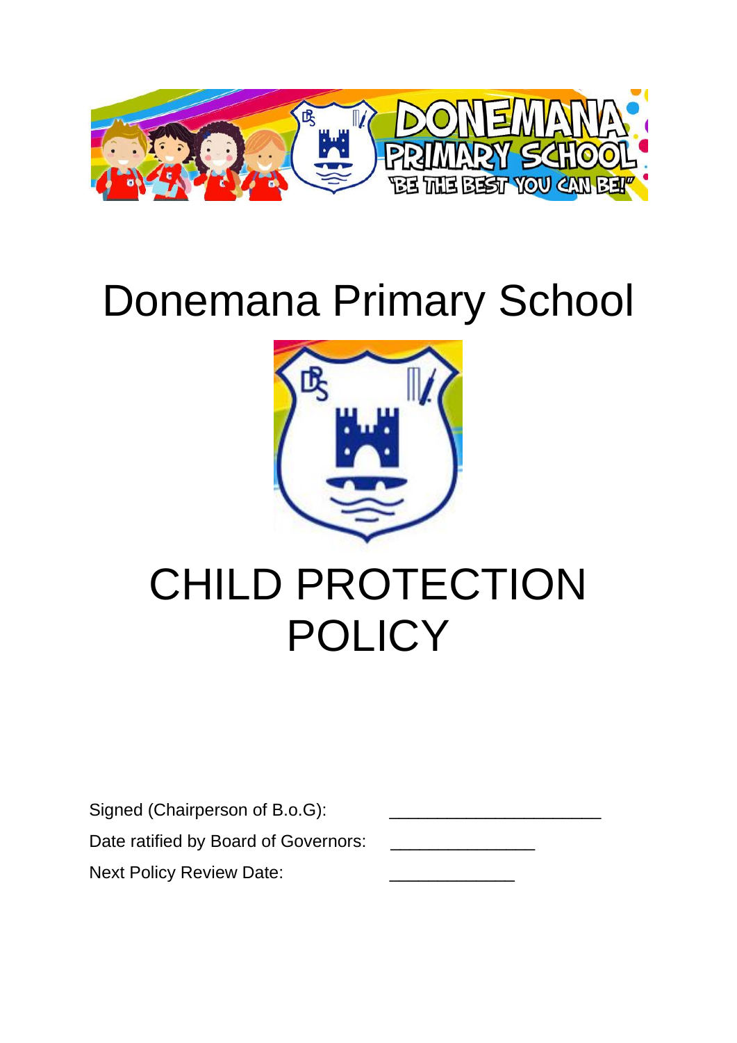# Donemana Primary School

# CHILD PROTECTION POLICY

Signed (Chairperson of B.o.G): ____________________

Date ratified by Board of Governors: ______________

Next Policy Review Date: ____________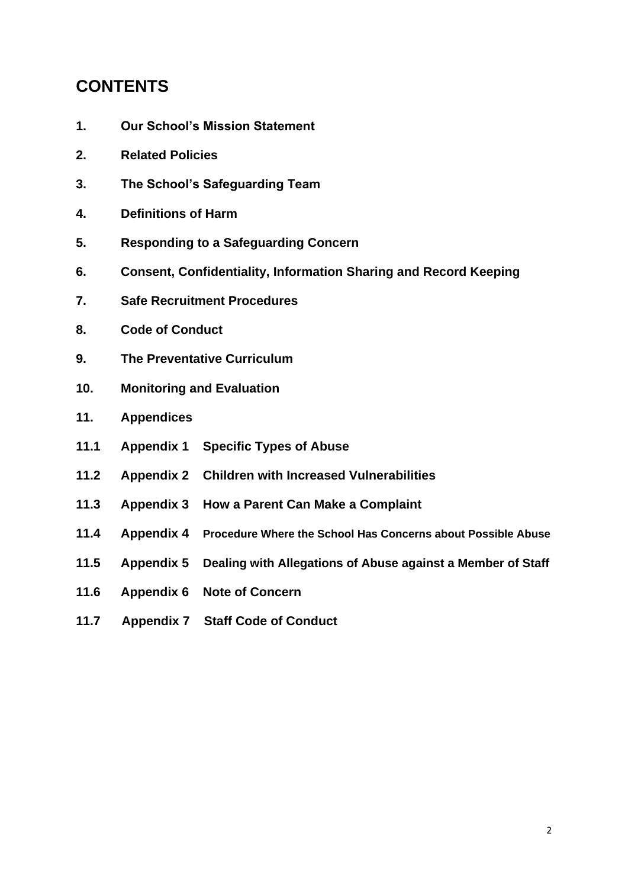# CONTENTS

**1. Our School's Mission Statement**

**2. Related Policies**

**3. The School's Safeguarding Team**

**4. Definitions of Harm**

**5. Responding to a Safeguarding Concern**

**6. Consent, Confidentiality, Information Sharing and Record Keeping**

**7. Safe Recruitment Procedures**

**8. Code of Conduct**

**9. The Preventative Curriculum**

**10. Monitoring and Evaluation**

**11. Appendices**

**11.1 Appendix 1 Specific Types of Abuse**

**11.2 Appendix 2 Children with Increased Vulnerabilities**

**11.3 Appendix 3 How a Parent Can Make a Complaint**

**11.4 Appendix 4 Procedure Where the School Has Concerns about Possible Abuse**

**11.5 Appendix 5 Dealing with Allegations of Abuse against a Member of Staff**

**11.6 Appendix 6 Note of Concern**

**11.7 Appendix 7 Staff Code of Conduct**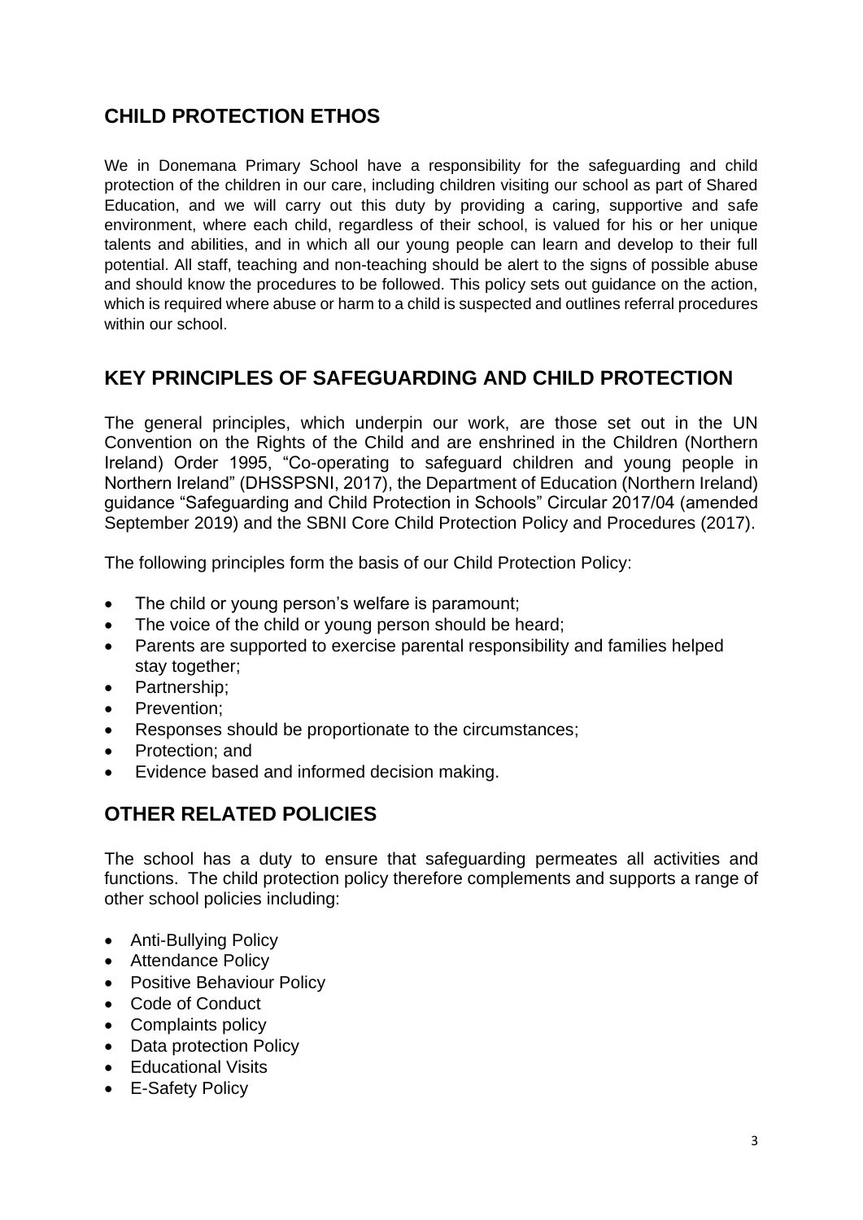## CHILD PROTECTION ETHOS

We in Donemana Primary School have a responsibility for the safeguarding and child protection of the children in our care, including children visiting our school as part of Shared Education, and we will carry out this duty by providing a caring, supportive and safe environment, where each child, regardless of their school, is valued for his or her unique talents and abilities, and in which all our young people can learn and develop to their full potential. All staff, teaching and non-teaching should be alert to the signs of possible abuse and should know the procedures to be followed. This policy sets out guidance on the action, which is required where abuse or harm to a child is suspected and outlines referral procedures within our school.

## KEY PRINCIPLES OF SAFEGUARDING AND CHILD PROTECTION

The general principles, which underpin our work, are those set out in the UN Convention on the Rights of the Child and are enshrined in the Children (Northern Ireland) Order 1995, "Co-operating to safeguard children and young people in Northern Ireland" (DHSSPSNI, 2017), the Department of Education (Northern Ireland) guidance "Safeguarding and Child Protection in Schools" Circular 2017/04 (amended September 2019) and the SBNI Core Child Protection Policy and Procedures (2017).

The following principles form the basis of our Child Protection Policy:

- The child or young person's welfare is paramount;
- The voice of the child or young person should be heard;
- Parents are supported to exercise parental responsibility and families helped stay together;
- Partnership;
- Prevention;
- Responses should be proportionate to the circumstances;
- Protection; and
- Evidence based and informed decision making.

## OTHER RELATED POLICIES

The school has a duty to ensure that safeguarding permeates all activities and functions. The child protection policy therefore complements and supports a range of other school policies including:

- Anti-Bullying Policy
- Attendance Policy
- Positive Behaviour Policy
- Code of Conduct
- Complaints policy
- Data protection Policy
- Educational Visits
- E-Safety Policy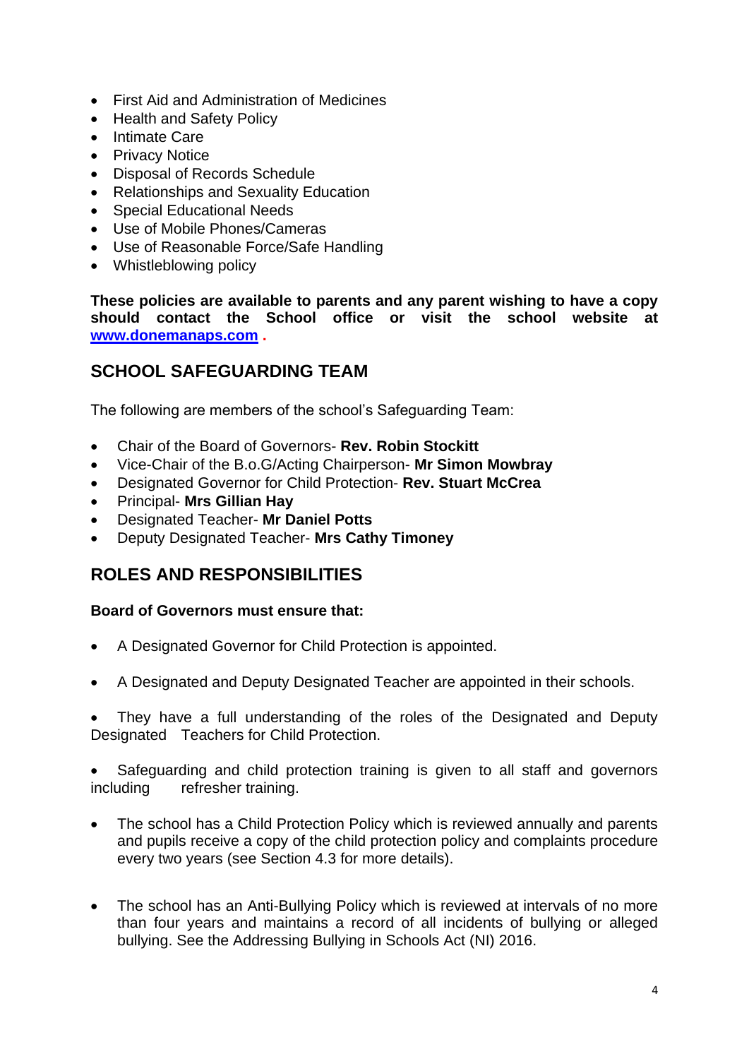- First Aid and Administration of Medicines
- Health and Safety Policy
- Intimate Care
- Privacy Notice
- Disposal of Records Schedule
- Relationships and Sexuality Education
- Special Educational Needs
- Use of Mobile Phones/Cameras
- Use of Reasonable Force/Safe Handling
- Whistleblowing policy

**These policies are available to parents and any parent wishing to have a copy should contact the School office or visit the school website at [www.donemanaps.com](http://www.donemanaps.com) .**

## SCHOOL SAFEGUARDING TEAM

The following are members of the school's Safeguarding Team:

- Chair of the Board of Governors- **Rev. Robin Stockitt**
- Vice-Chair of the B.o.G/Acting Chairperson- **Mr Simon Mowbray**
- Designated Governor for Child Protection- **Rev. Stuart McCrea**
- Principal- **Mrs Gillian Hay**
- Designated Teacher- **Mr Daniel Potts**
- Deputy Designated Teacher- **Mrs Cathy Timoney**

## ROLES AND RESPONSIBILITIES

**Board of Governors must ensure that:**

- A Designated Governor for Child Protection is appointed.
- A Designated and Deputy Designated Teacher are appointed in their schools.
- They have a full understanding of the roles of the Designated and Deputy Designated Teachers for Child Protection.
- Safeguarding and child protection training is given to all staff and governors including refresher training.
- The school has a Child Protection Policy which is reviewed annually and parents and pupils receive a copy of the child protection policy and complaints procedure every two years (see Section 4.3 for more details).
- The school has an Anti-Bullying Policy which is reviewed at intervals of no more than four years and maintains a record of all incidents of bullying or alleged bullying. See the Addressing Bullying in Schools Act (NI) 2016.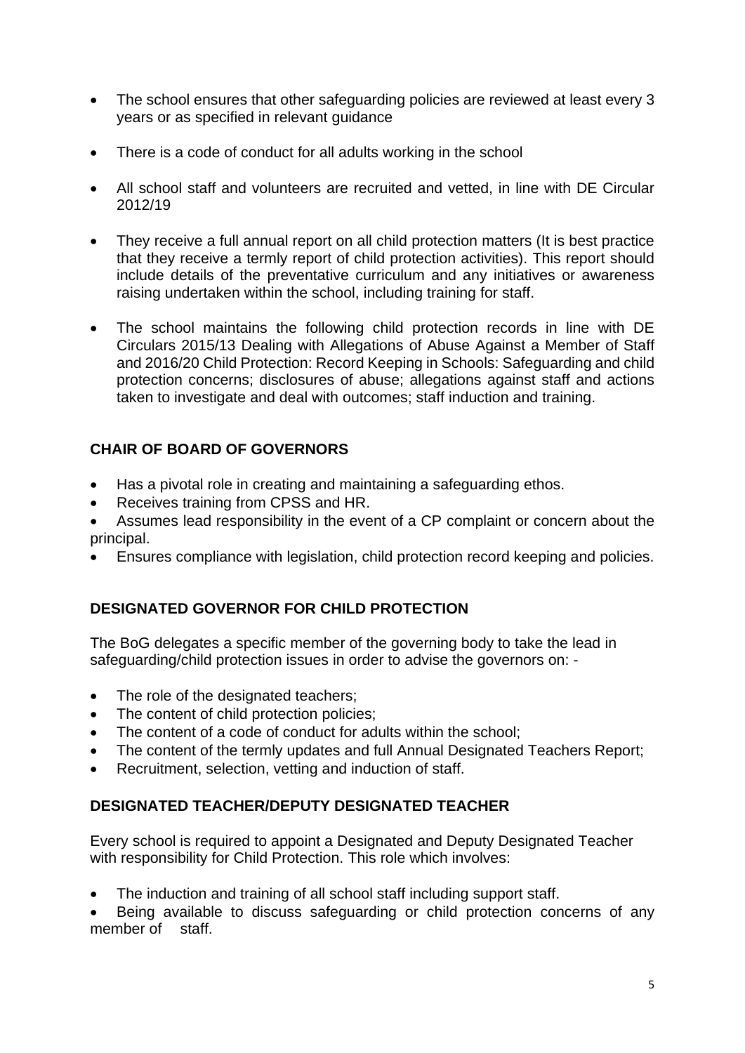- The school ensures that other safeguarding policies are reviewed at least every 3 years or as specified in relevant guidance
- There is a code of conduct for all adults working in the school
- All school staff and volunteers are recruited and vetted, in line with DE Circular 2012/19
- They receive a full annual report on all child protection matters (It is best practice that they receive a termly report of child protection activities). This report should include details of the preventative curriculum and any initiatives or awareness raising undertaken within the school, including training for staff.
- The school maintains the following child protection records in line with DE Circulars 2015/13 Dealing with Allegations of Abuse Against a Member of Staff and 2016/20 Child Protection: Record Keeping in Schools: Safeguarding and child protection concerns; disclosures of abuse; allegations against staff and actions taken to investigate and deal with outcomes; staff induction and training.

**CHAIR OF BOARD OF GOVERNORS**

- Has a pivotal role in creating and maintaining a safeguarding ethos.
- Receives training from CPSS and HR.
- Assumes lead responsibility in the event of a CP complaint or concern about the principal.
- Ensures compliance with legislation, child protection record keeping and policies.

**DESIGNATED GOVERNOR FOR CHILD PROTECTION**

The BoG delegates a specific member of the governing body to take the lead in safeguarding/child protection issues in order to advise the governors on: -

- The role of the designated teachers;
- The content of child protection policies;
- The content of a code of conduct for adults within the school;
- The content of the termly updates and full Annual Designated Teachers Report;
- Recruitment, selection, vetting and induction of staff.

**DESIGNATED TEACHER/DEPUTY DESIGNATED TEACHER**

Every school is required to appoint a Designated and Deputy Designated Teacher with responsibility for Child Protection. This role which involves:

- The induction and training of all school staff including support staff.
- Being available to discuss safeguarding or child protection concerns of any member of staff.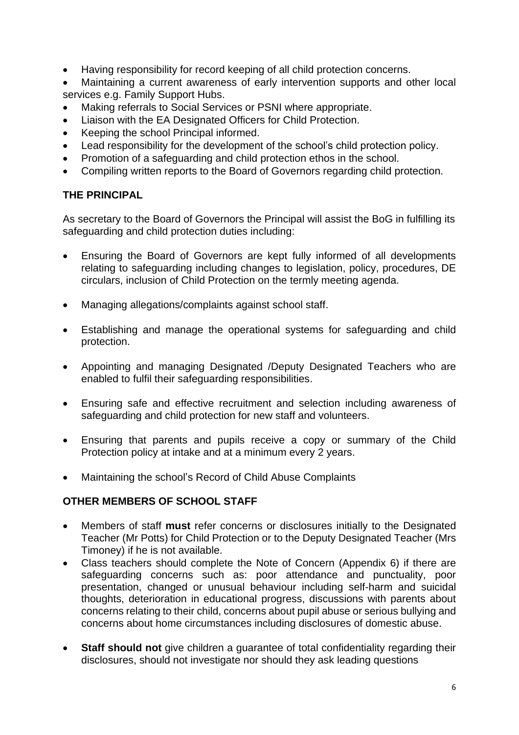- Having responsibility for record keeping of all child protection concerns.
- Maintaining a current awareness of early intervention supports and other local services e.g. Family Support Hubs.
- Making referrals to Social Services or PSNI where appropriate.
- Liaison with the EA Designated Officers for Child Protection.
- Keeping the school Principal informed.
- Lead responsibility for the development of the school's child protection policy.
- Promotion of a safeguarding and child protection ethos in the school.
- Compiling written reports to the Board of Governors regarding child protection.

**THE PRINCIPAL**

As secretary to the Board of Governors the Principal will assist the BoG in fulfilling its safeguarding and child protection duties including:

- Ensuring the Board of Governors are kept fully informed of all developments relating to safeguarding including changes to legislation, policy, procedures, DE circulars, inclusion of Child Protection on the termly meeting agenda.

- Managing allegations/complaints against school staff.

- Establishing and manage the operational systems for safeguarding and child protection.

- Appointing and managing Designated /Deputy Designated Teachers who are enabled to fulfil their safeguarding responsibilities.

- Ensuring safe and effective recruitment and selection including awareness of safeguarding and child protection for new staff and volunteers.

- Ensuring that parents and pupils receive a copy or summary of the Child Protection policy at intake and at a minimum every 2 years.

- Maintaining the school's Record of Child Abuse Complaints

**OTHER MEMBERS OF SCHOOL STAFF**

- Members of staff **must** refer concerns or disclosures initially to the Designated Teacher (Mr Potts) for Child Protection or to the Deputy Designated Teacher (Mrs Timoney) if he is not available.
- Class teachers should complete the Note of Concern (Appendix 6) if there are safeguarding concerns such as: poor attendance and punctuality, poor presentation, changed or unusual behaviour including self-harm and suicidal thoughts, deterioration in educational progress, discussions with parents about concerns relating to their child, concerns about pupil abuse or serious bullying and concerns about home circumstances including disclosures of domestic abuse.

- **Staff should not** give children a guarantee of total confidentiality regarding their disclosures, should not investigate nor should they ask leading questions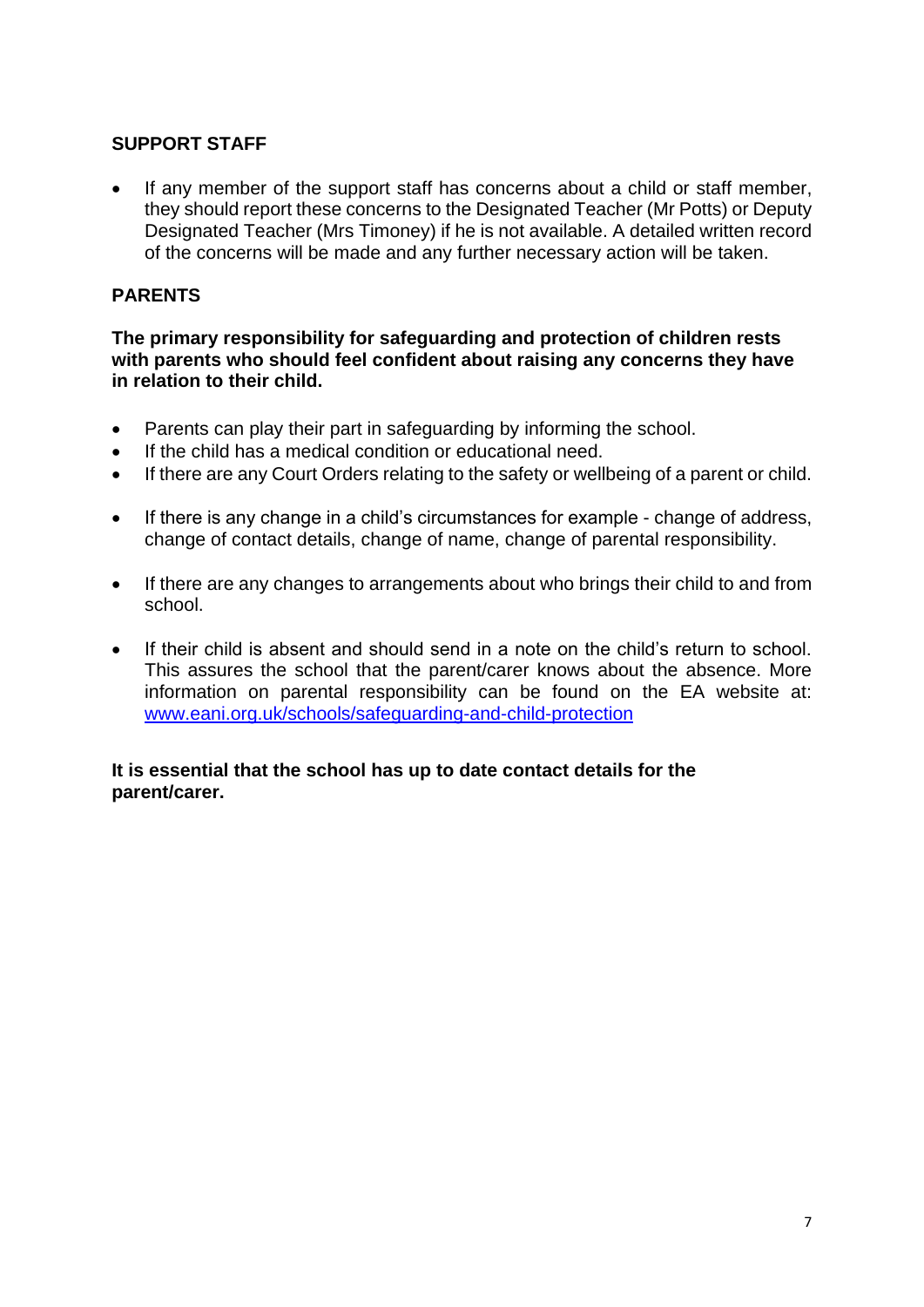## SUPPORT STAFF

- If any member of the support staff has concerns about a child or staff member, they should report these concerns to the Designated Teacher (Mr Potts) or Deputy Designated Teacher (Mrs Timoney) if he is not available. A detailed written record of the concerns will be made and any further necessary action will be taken.

## PARENTS

**The primary responsibility for safeguarding and protection of children rests with parents who should feel confident about raising any concerns they have in relation to their child.**

- Parents can play their part in safeguarding by informing the school.
- If the child has a medical condition or educational need.
- If there are any Court Orders relating to the safety or wellbeing of a parent or child.
- If there is any change in a child's circumstances for example - change of address, change of contact details, change of name, change of parental responsibility.
- If there are any changes to arrangements about who brings their child to and from school.
- If their child is absent and should send in a note on the child's return to school. This assures the school that the parent/carer knows about the absence. More information on parental responsibility can be found on the EA website at: [www.eani.org.uk/schools/safeguarding-and-child-protection](www.eani.org.uk/schools/safeguarding-and-child-protection)

**It is essential that the school has up to date contact details for the parent/carer.**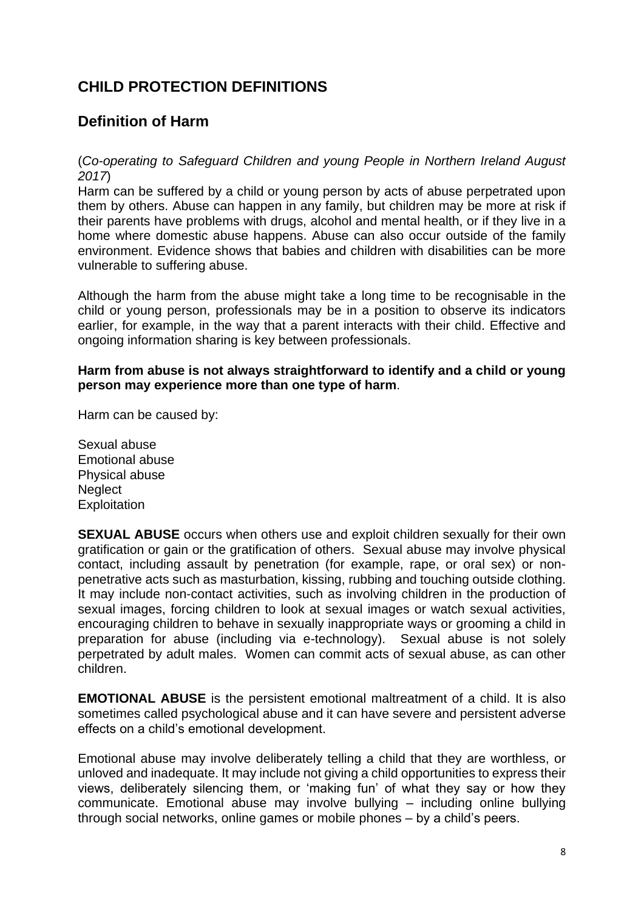## CHILD PROTECTION DEFINITIONS

## Definition of Harm

(*Co-operating to Safeguard Children and young People in Northern Ireland August 2017*)

Harm can be suffered by a child or young person by acts of abuse perpetrated upon them by others. Abuse can happen in any family, but children may be more at risk if their parents have problems with drugs, alcohol and mental health, or if they live in a home where domestic abuse happens. Abuse can also occur outside of the family environment. Evidence shows that babies and children with disabilities can be more vulnerable to suffering abuse.

Although the harm from the abuse might take a long time to be recognisable in the child or young person, professionals may be in a position to observe its indicators earlier, for example, in the way that a parent interacts with their child. Effective and ongoing information sharing is key between professionals.

**Harm from abuse is not always straightforward to identify and a child or young person may experience more than one type of harm**.

Harm can be caused by:

Sexual abuse
Emotional abuse
Physical abuse
Neglect
Exploitation

**SEXUAL ABUSE** occurs when others use and exploit children sexually for their own gratification or gain or the gratification of others. Sexual abuse may involve physical contact, including assault by penetration (for example, rape, or oral sex) or non-penetrative acts such as masturbation, kissing, rubbing and touching outside clothing. It may include non-contact activities, such as involving children in the production of sexual images, forcing children to look at sexual images or watch sexual activities, encouraging children to behave in sexually inappropriate ways or grooming a child in preparation for abuse (including via e-technology). Sexual abuse is not solely perpetrated by adult males. Women can commit acts of sexual abuse, as can other children.

**EMOTIONAL ABUSE** is the persistent emotional maltreatment of a child. It is also sometimes called psychological abuse and it can have severe and persistent adverse effects on a child's emotional development.

Emotional abuse may involve deliberately telling a child that they are worthless, or unloved and inadequate. It may include not giving a child opportunities to express their views, deliberately silencing them, or 'making fun' of what they say or how they communicate. Emotional abuse may involve bullying – including online bullying through social networks, online games or mobile phones – by a child's peers.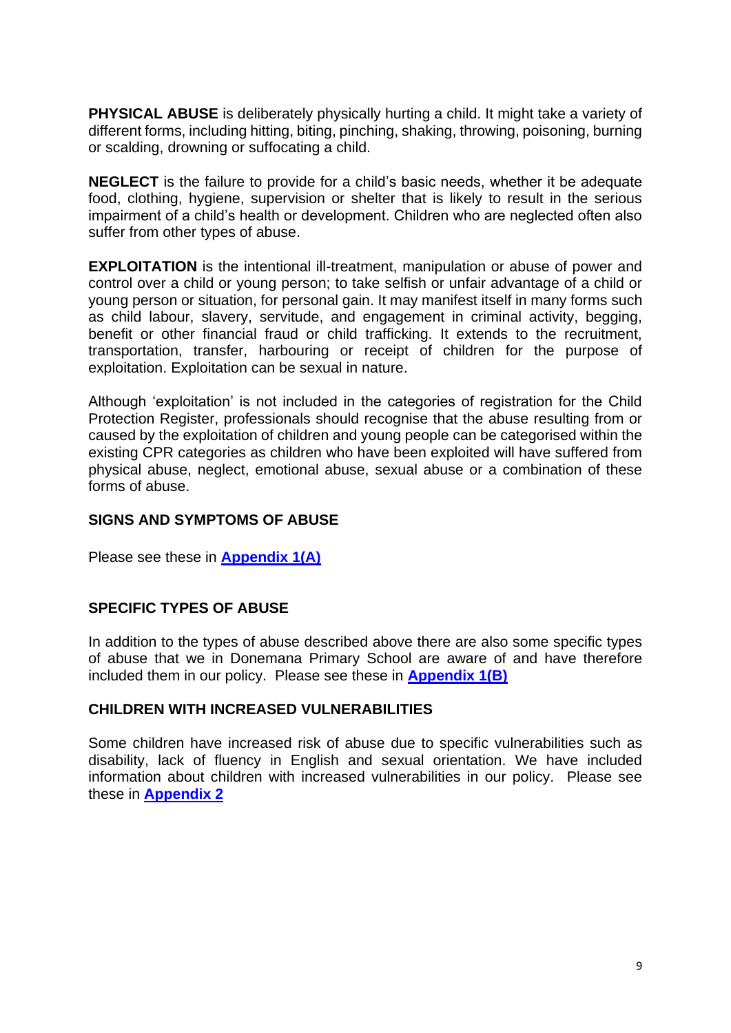**PHYSICAL ABUSE** is deliberately physically hurting a child. It might take a variety of different forms, including hitting, biting, pinching, shaking, throwing, poisoning, burning or scalding, drowning or suffocating a child.

**NEGLECT** is the failure to provide for a child's basic needs, whether it be adequate food, clothing, hygiene, supervision or shelter that is likely to result in the serious impairment of a child's health or development. Children who are neglected often also suffer from other types of abuse.

**EXPLOITATION** is the intentional ill-treatment, manipulation or abuse of power and control over a child or young person; to take selfish or unfair advantage of a child or young person or situation, for personal gain. It may manifest itself in many forms such as child labour, slavery, servitude, and engagement in criminal activity, begging, benefit or other financial fraud or child trafficking. It extends to the recruitment, transportation, transfer, harbouring or receipt of children for the purpose of exploitation. Exploitation can be sexual in nature.

Although 'exploitation' is not included in the categories of registration for the Child Protection Register, professionals should recognise that the abuse resulting from or caused by the exploitation of children and young people can be categorised within the existing CPR categories as children who have been exploited will have suffered from physical abuse, neglect, emotional abuse, sexual abuse or a combination of these forms of abuse.

## SIGNS AND SYMPTOMS OF ABUSE

Please see these in **Appendix 1(A)**

## SPECIFIC TYPES OF ABUSE

In addition to the types of abuse described above there are also some specific types of abuse that we in Donemana Primary School are aware of and have therefore included them in our policy. Please see these in **Appendix 1(B)**

## CHILDREN WITH INCREASED VULNERABILITIES

Some children have increased risk of abuse due to specific vulnerabilities such as disability, lack of fluency in English and sexual orientation. We have included information about children with increased vulnerabilities in our policy. Please see these in **Appendix 2**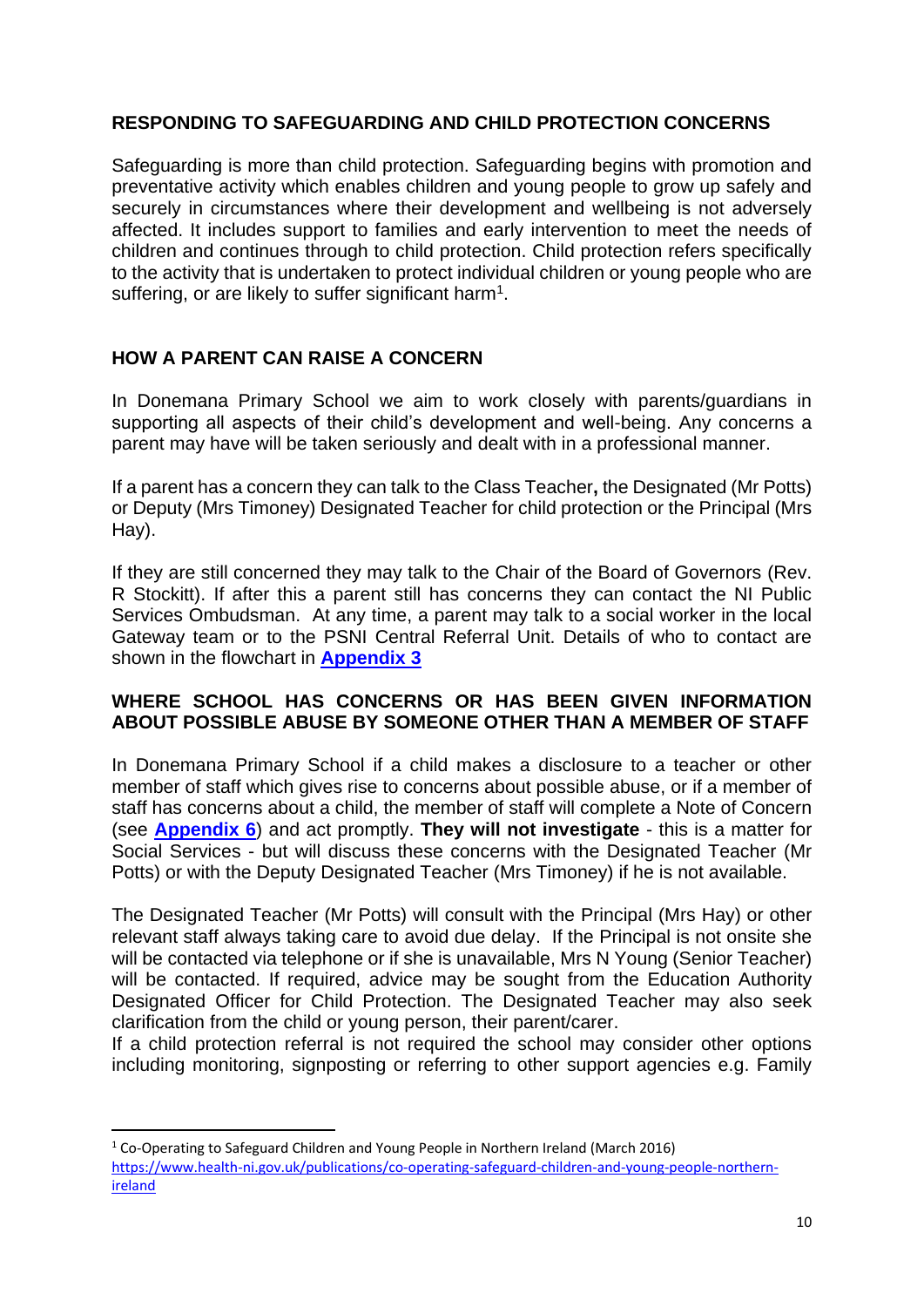## RESPONDING TO SAFEGUARDING AND CHILD PROTECTION CONCERNS

Safeguarding is more than child protection. Safeguarding begins with promotion and preventative activity which enables children and young people to grow up safely and securely in circumstances where their development and wellbeing is not adversely affected. It includes support to families and early intervention to meet the needs of children and continues through to child protection. Child protection refers specifically to the activity that is undertaken to protect individual children or young people who are suffering, or are likely to suffer significant harm[1].

## HOW A PARENT CAN RAISE A CONCERN

In Donemana Primary School we aim to work closely with parents/guardians in supporting all aspects of their child's development and well-being. Any concerns a parent may have will be taken seriously and dealt with in a professional manner.

If a parent has a concern they can talk to the Class Teacher**,** the Designated (Mr Potts) or Deputy (Mrs Timoney) Designated Teacher for child protection or the Principal (Mrs Hay).

If they are still concerned they may talk to the Chair of the Board of Governors (Rev. R Stockitt). If after this a parent still has concerns they can contact the NI Public Services Ombudsman. At any time, a parent may talk to a social worker in the local Gateway team or to the PSNI Central Referral Unit. Details of who to contact are shown in the flowchart in **Appendix 3**

## WHERE SCHOOL HAS CONCERNS OR HAS BEEN GIVEN INFORMATION ABOUT POSSIBLE ABUSE BY SOMEONE OTHER THAN A MEMBER OF STAFF

In Donemana Primary School if a child makes a disclosure to a teacher or other member of staff which gives rise to concerns about possible abuse, or if a member of staff has concerns about a child, the member of staff will complete a Note of Concern (see **Appendix 6**) and act promptly. **They will not investigate** - this is a matter for Social Services - but will discuss these concerns with the Designated Teacher (Mr Potts) or with the Deputy Designated Teacher (Mrs Timoney) if he is not available.

The Designated Teacher (Mr Potts) will consult with the Principal (Mrs Hay) or other relevant staff always taking care to avoid due delay. If the Principal is not onsite she will be contacted via telephone or if she is unavailable, Mrs N Young (Senior Teacher) will be contacted. If required, advice may be sought from the Education Authority Designated Officer for Child Protection. The Designated Teacher may also seek clarification from the child or young person, their parent/carer.
If a child protection referral is not required the school may consider other options including monitoring, signposting or referring to other support agencies e.g. Family

---

[1] Co-Operating to Safeguard Children and Young People in Northern Ireland (March 2016) https://www.health-ni.gov.uk/publications/co-operating-safeguard-children-and-young-people-northern-ireland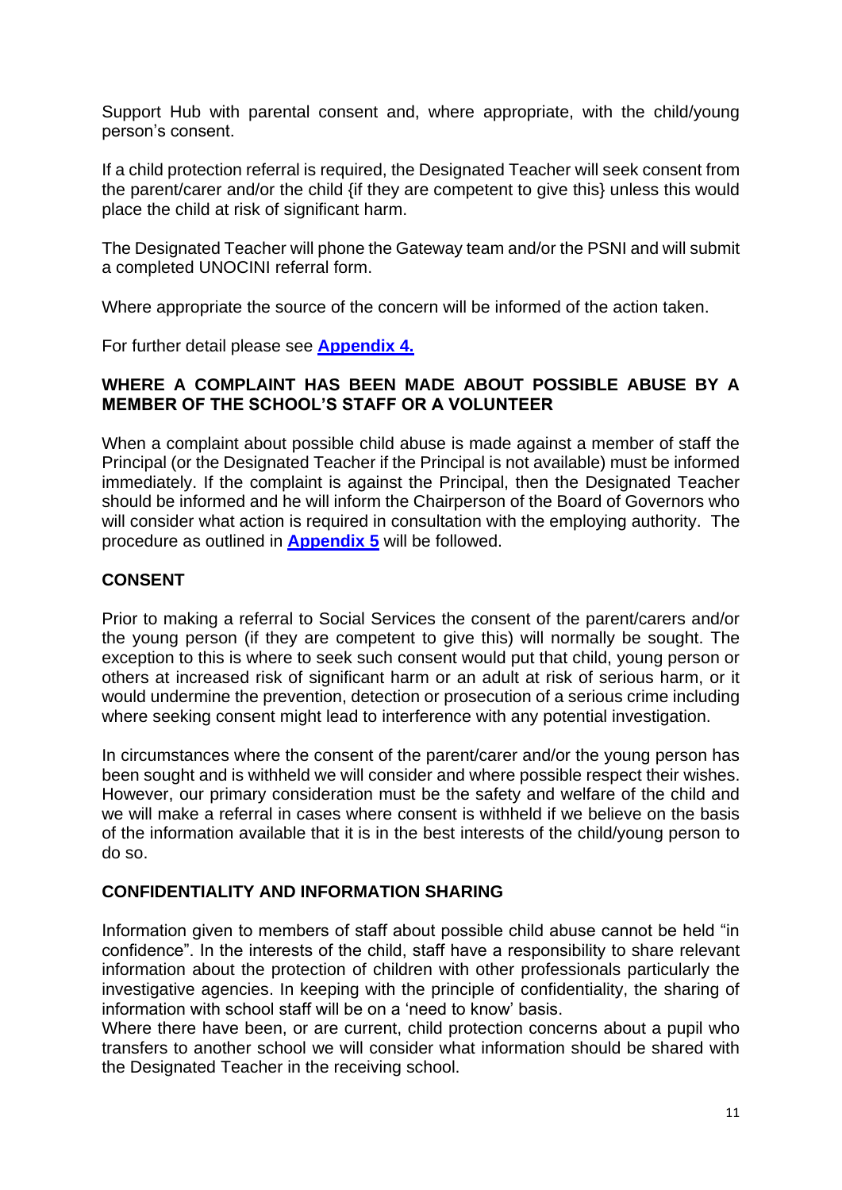Support Hub with parental consent and, where appropriate, with the child/young person's consent.

If a child protection referral is required, the Designated Teacher will seek consent from the parent/carer and/or the child {if they are competent to give this} unless this would place the child at risk of significant harm.

The Designated Teacher will phone the Gateway team and/or the PSNI and will submit a completed UNOCINI referral form.

Where appropriate the source of the concern will be informed of the action taken.

For further detail please see **Appendix 4.**

## WHERE A COMPLAINT HAS BEEN MADE ABOUT POSSIBLE ABUSE BY A MEMBER OF THE SCHOOL'S STAFF OR A VOLUNTEER

When a complaint about possible child abuse is made against a member of staff the Principal (or the Designated Teacher if the Principal is not available) must be informed immediately. If the complaint is against the Principal, then the Designated Teacher should be informed and he will inform the Chairperson of the Board of Governors who will consider what action is required in consultation with the employing authority. The procedure as outlined in **Appendix 5** will be followed.

## CONSENT

Prior to making a referral to Social Services the consent of the parent/carers and/or the young person (if they are competent to give this) will normally be sought. The exception to this is where to seek such consent would put that child, young person or others at increased risk of significant harm or an adult at risk of serious harm, or it would undermine the prevention, detection or prosecution of a serious crime including where seeking consent might lead to interference with any potential investigation.

In circumstances where the consent of the parent/carer and/or the young person has been sought and is withheld we will consider and where possible respect their wishes. However, our primary consideration must be the safety and welfare of the child and we will make a referral in cases where consent is withheld if we believe on the basis of the information available that it is in the best interests of the child/young person to do so.

## CONFIDENTIALITY AND INFORMATION SHARING

Information given to members of staff about possible child abuse cannot be held "in confidence". In the interests of the child, staff have a responsibility to share relevant information about the protection of children with other professionals particularly the investigative agencies. In keeping with the principle of confidentiality, the sharing of information with school staff will be on a 'need to know' basis.
Where there have been, or are current, child protection concerns about a pupil who transfers to another school we will consider what information should be shared with the Designated Teacher in the receiving school.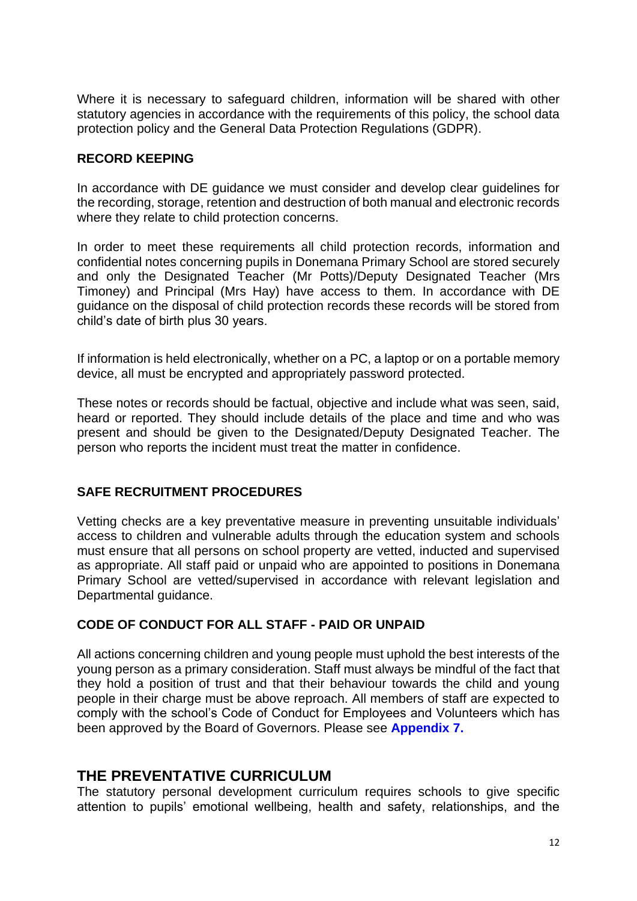Where it is necessary to safeguard children, information will be shared with other statutory agencies in accordance with the requirements of this policy, the school data protection policy and the General Data Protection Regulations (GDPR).

### RECORD KEEPING

In accordance with DE guidance we must consider and develop clear guidelines for the recording, storage, retention and destruction of both manual and electronic records where they relate to child protection concerns.

In order to meet these requirements all child protection records, information and confidential notes concerning pupils in Donemana Primary School are stored securely and only the Designated Teacher (Mr Potts)/Deputy Designated Teacher (Mrs Timoney) and Principal (Mrs Hay) have access to them. In accordance with DE guidance on the disposal of child protection records these records will be stored from child's date of birth plus 30 years.

If information is held electronically, whether on a PC, a laptop or on a portable memory device, all must be encrypted and appropriately password protected.

These notes or records should be factual, objective and include what was seen, said, heard or reported. They should include details of the place and time and who was present and should be given to the Designated/Deputy Designated Teacher. The person who reports the incident must treat the matter in confidence.

### SAFE RECRUITMENT PROCEDURES

Vetting checks are a key preventative measure in preventing unsuitable individuals' access to children and vulnerable adults through the education system and schools must ensure that all persons on school property are vetted, inducted and supervised as appropriate. All staff paid or unpaid who are appointed to positions in Donemana Primary School are vetted/supervised in accordance with relevant legislation and Departmental guidance.

### CODE OF CONDUCT FOR ALL STAFF - PAID OR UNPAID

All actions concerning children and young people must uphold the best interests of the young person as a primary consideration. Staff must always be mindful of the fact that they hold a position of trust and that their behaviour towards the child and young people in their charge must be above reproach. All members of staff are expected to comply with the school's Code of Conduct for Employees and Volunteers which has been approved by the Board of Governors. Please see **Appendix 7.**

## THE PREVENTATIVE CURRICULUM

The statutory personal development curriculum requires schools to give specific attention to pupils' emotional wellbeing, health and safety, relationships, and the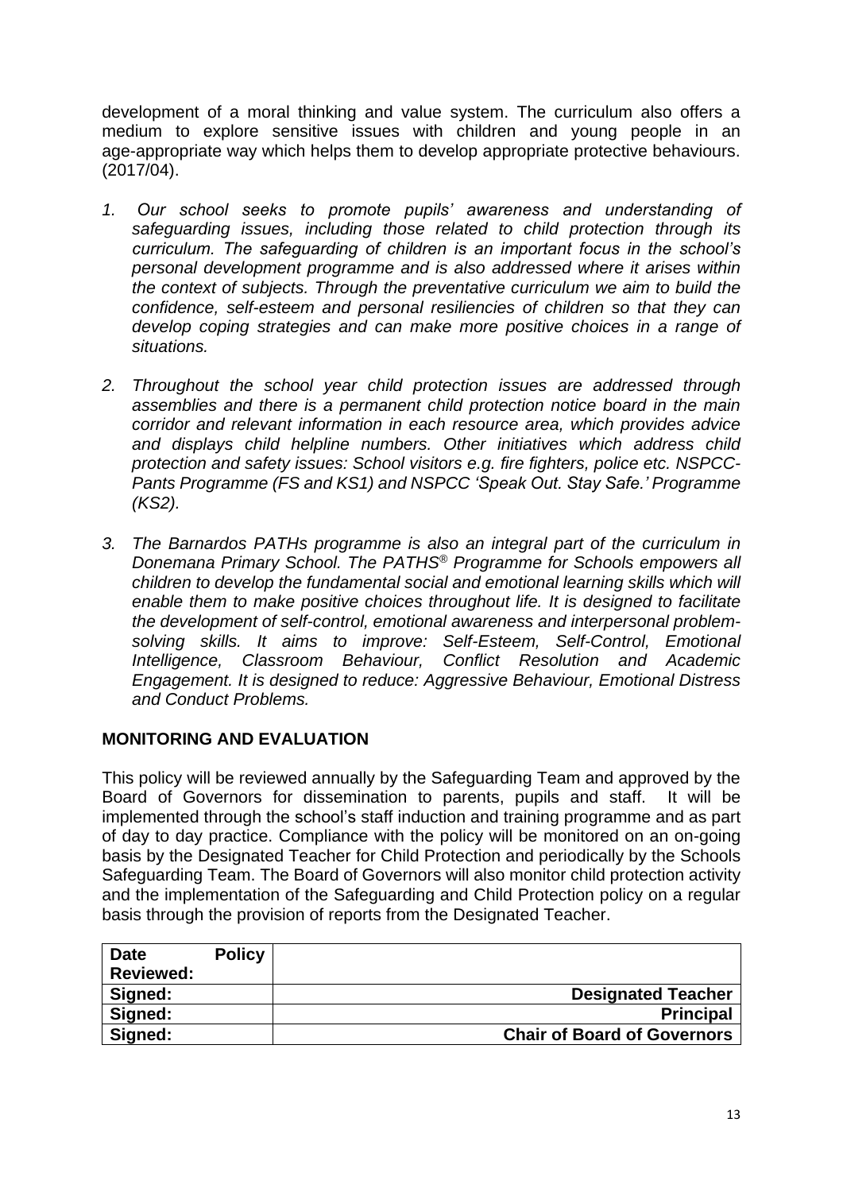development of a moral thinking and value system. The curriculum also offers a medium to explore sensitive issues with children and young people in an age-appropriate way which helps them to develop appropriate protective behaviours. (2017/04).

1. *Our school seeks to promote pupils' awareness and understanding of safeguarding issues, including those related to child protection through its curriculum. The safeguarding of children is an important focus in the school's personal development programme and is also addressed where it arises within the context of subjects. Through the preventative curriculum we aim to build the confidence, self-esteem and personal resiliencies of children so that they can develop coping strategies and can make more positive choices in a range of situations.*

2. *Throughout the school year child protection issues are addressed through assemblies and there is a permanent child protection notice board in the main corridor and relevant information in each resource area, which provides advice and displays child helpline numbers. Other initiatives which address child protection and safety issues: School visitors e.g. fire fighters, police etc. NSPCC-Pants Programme (FS and KS1) and NSPCC 'Speak Out. Stay Safe.' Programme (KS2).*

3. *The Barnardos PATHs programme is also an integral part of the curriculum in Donemana Primary School. The PATHS® Programme for Schools empowers all children to develop the fundamental social and emotional learning skills which will enable them to make positive choices throughout life. It is designed to facilitate the development of self-control, emotional awareness and interpersonal problem-solving skills. It aims to improve: Self-Esteem, Self-Control, Emotional Intelligence, Classroom Behaviour, Conflict Resolution and Academic Engagement. It is designed to reduce: Aggressive Behaviour, Emotional Distress and Conduct Problems.*

## MONITORING AND EVALUATION

This policy will be reviewed annually by the Safeguarding Team and approved by the Board of Governors for dissemination to parents, pupils and staff. It will be implemented through the school's staff induction and training programme and as part of day to day practice. Compliance with the policy will be monitored on an on-going basis by the Designated Teacher for Child Protection and periodically by the Schools Safeguarding Team. The Board of Governors will also monitor child protection activity and the implementation of the Safeguarding and Child Protection policy on a regular basis through the provision of reports from the Designated Teacher.

| **Date Policy Reviewed:** | |
|---|---|
| **Signed:** | **Designated Teacher** |
| **Signed:** | **Principal** |
| **Signed:** | **Chair of Board of Governors** |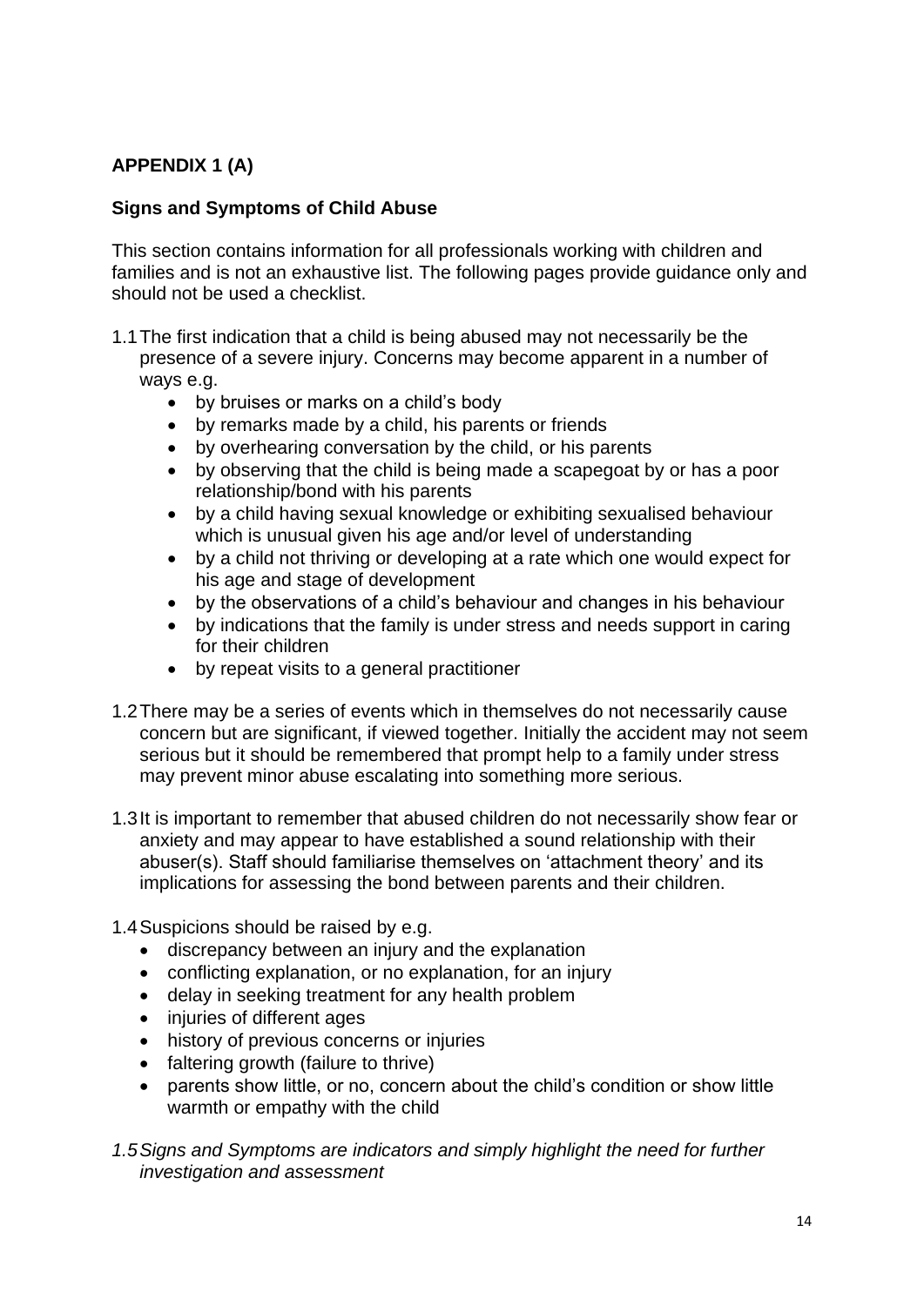**APPENDIX 1 (A)**

**Signs and Symptoms of Child Abuse**

This section contains information for all professionals working with children and families and is not an exhaustive list. The following pages provide guidance only and should not be used a checklist.

1.1 The first indication that a child is being abused may not necessarily be the presence of a severe injury. Concerns may become apparent in a number of ways e.g.
    - by bruises or marks on a child's body
    - by remarks made by a child, his parents or friends
    - by overhearing conversation by the child, or his parents
    - by observing that the child is being made a scapegoat by or has a poor relationship/bond with his parents
    - by a child having sexual knowledge or exhibiting sexualised behaviour which is unusual given his age and/or level of understanding
    - by a child not thriving or developing at a rate which one would expect for his age and stage of development
    - by the observations of a child's behaviour and changes in his behaviour
    - by indications that the family is under stress and needs support in caring for their children
    - by repeat visits to a general practitioner

1.2 There may be a series of events which in themselves do not necessarily cause concern but are significant, if viewed together. Initially the accident may not seem serious but it should be remembered that prompt help to a family under stress may prevent minor abuse escalating into something more serious.

1.3 It is important to remember that abused children do not necessarily show fear or anxiety and may appear to have established a sound relationship with their abuser(s). Staff should familiarise themselves on 'attachment theory' and its implications for assessing the bond between parents and their children.

1.4 Suspicions should be raised by e.g.
    - discrepancy between an injury and the explanation
    - conflicting explanation, or no explanation, for an injury
    - delay in seeking treatment for any health problem
    - injuries of different ages
    - history of previous concerns or injuries
    - faltering growth (failure to thrive)
    - parents show little, or no, concern about the child's condition or show little warmth or empathy with the child

*1.5 Signs and Symptoms are indicators and simply highlight the need for further investigation and assessment*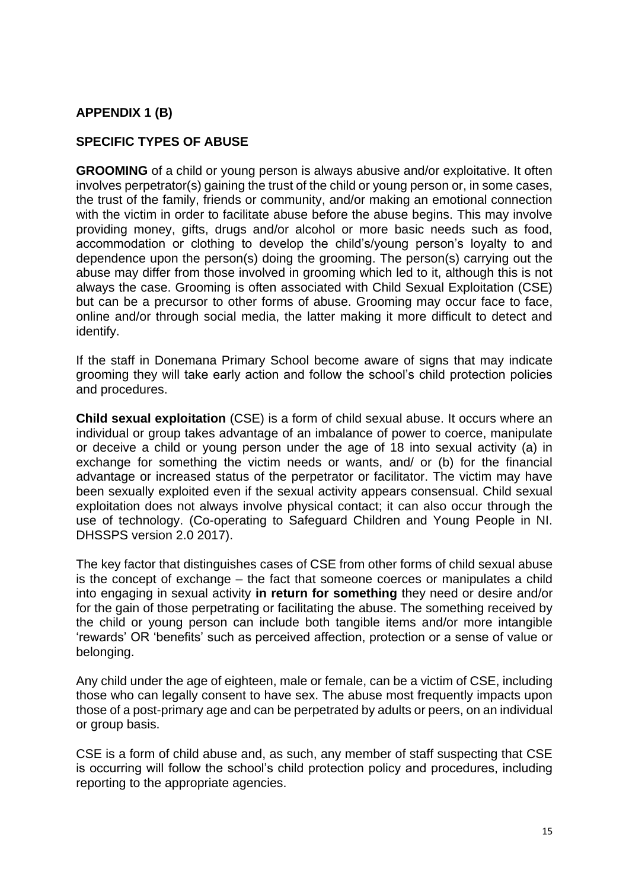## APPENDIX 1 (B)

## SPECIFIC TYPES OF ABUSE

**GROOMING** of a child or young person is always abusive and/or exploitative. It often involves perpetrator(s) gaining the trust of the child or young person or, in some cases, the trust of the family, friends or community, and/or making an emotional connection with the victim in order to facilitate abuse before the abuse begins. This may involve providing money, gifts, drugs and/or alcohol or more basic needs such as food, accommodation or clothing to develop the child's/young person's loyalty to and dependence upon the person(s) doing the grooming. The person(s) carrying out the abuse may differ from those involved in grooming which led to it, although this is not always the case. Grooming is often associated with Child Sexual Exploitation (CSE) but can be a precursor to other forms of abuse. Grooming may occur face to face, online and/or through social media, the latter making it more difficult to detect and identify.

If the staff in Donemana Primary School become aware of signs that may indicate grooming they will take early action and follow the school's child protection policies and procedures.

**Child sexual exploitation** (CSE) is a form of child sexual abuse. It occurs where an individual or group takes advantage of an imbalance of power to coerce, manipulate or deceive a child or young person under the age of 18 into sexual activity (a) in exchange for something the victim needs or wants, and/ or (b) for the financial advantage or increased status of the perpetrator or facilitator. The victim may have been sexually exploited even if the sexual activity appears consensual. Child sexual exploitation does not always involve physical contact; it can also occur through the use of technology. (Co-operating to Safeguard Children and Young People in NI. DHSSPS version 2.0 2017).

The key factor that distinguishes cases of CSE from other forms of child sexual abuse is the concept of exchange – the fact that someone coerces or manipulates a child into engaging in sexual activity **in return for something** they need or desire and/or for the gain of those perpetrating or facilitating the abuse. The something received by the child or young person can include both tangible items and/or more intangible 'rewards' OR 'benefits' such as perceived affection, protection or a sense of value or belonging.

Any child under the age of eighteen, male or female, can be a victim of CSE, including those who can legally consent to have sex. The abuse most frequently impacts upon those of a post-primary age and can be perpetrated by adults or peers, on an individual or group basis.

CSE is a form of child abuse and, as such, any member of staff suspecting that CSE is occurring will follow the school's child protection policy and procedures, including reporting to the appropriate agencies.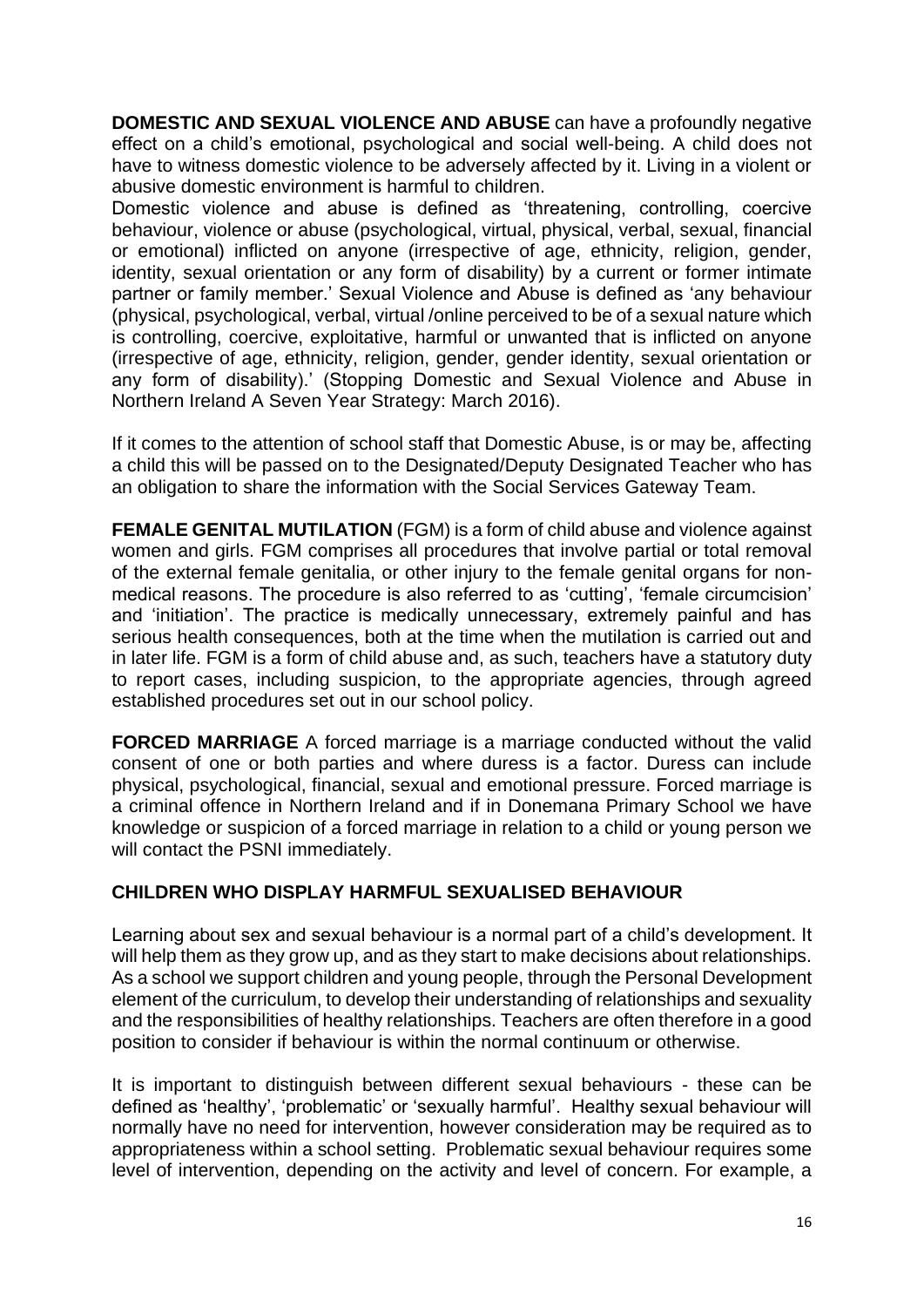**DOMESTIC AND SEXUAL VIOLENCE AND ABUSE** can have a profoundly negative effect on a child's emotional, psychological and social well-being. A child does not have to witness domestic violence to be adversely affected by it. Living in a violent or abusive domestic environment is harmful to children.

Domestic violence and abuse is defined as 'threatening, controlling, coercive behaviour, violence or abuse (psychological, virtual, physical, verbal, sexual, financial or emotional) inflicted on anyone (irrespective of age, ethnicity, religion, gender, identity, sexual orientation or any form of disability) by a current or former intimate partner or family member.' Sexual Violence and Abuse is defined as 'any behaviour (physical, psychological, verbal, virtual /online perceived to be of a sexual nature which is controlling, coercive, exploitative, harmful or unwanted that is inflicted on anyone (irrespective of age, ethnicity, religion, gender, gender identity, sexual orientation or any form of disability).' (Stopping Domestic and Sexual Violence and Abuse in Northern Ireland A Seven Year Strategy: March 2016).

If it comes to the attention of school staff that Domestic Abuse, is or may be, affecting a child this will be passed on to the Designated/Deputy Designated Teacher who has an obligation to share the information with the Social Services Gateway Team.

**FEMALE GENITAL MUTILATION** (FGM) is a form of child abuse and violence against women and girls. FGM comprises all procedures that involve partial or total removal of the external female genitalia, or other injury to the female genital organs for non-medical reasons. The procedure is also referred to as 'cutting', 'female circumcision' and 'initiation'. The practice is medically unnecessary, extremely painful and has serious health consequences, both at the time when the mutilation is carried out and in later life. FGM is a form of child abuse and, as such, teachers have a statutory duty to report cases, including suspicion, to the appropriate agencies, through agreed established procedures set out in our school policy.

**FORCED MARRIAGE** A forced marriage is a marriage conducted without the valid consent of one or both parties and where duress is a factor. Duress can include physical, psychological, financial, sexual and emotional pressure. Forced marriage is a criminal offence in Northern Ireland and if in Donemana Primary School we have knowledge or suspicion of a forced marriage in relation to a child or young person we will contact the PSNI immediately.

**CHILDREN WHO DISPLAY HARMFUL SEXUALISED BEHAVIOUR**

Learning about sex and sexual behaviour is a normal part of a child's development. It will help them as they grow up, and as they start to make decisions about relationships. As a school we support children and young people, through the Personal Development element of the curriculum, to develop their understanding of relationships and sexuality and the responsibilities of healthy relationships. Teachers are often therefore in a good position to consider if behaviour is within the normal continuum or otherwise.

It is important to distinguish between different sexual behaviours - these can be defined as 'healthy', 'problematic' or 'sexually harmful'. Healthy sexual behaviour will normally have no need for intervention, however consideration may be required as to appropriateness within a school setting. Problematic sexual behaviour requires some level of intervention, depending on the activity and level of concern. For example, a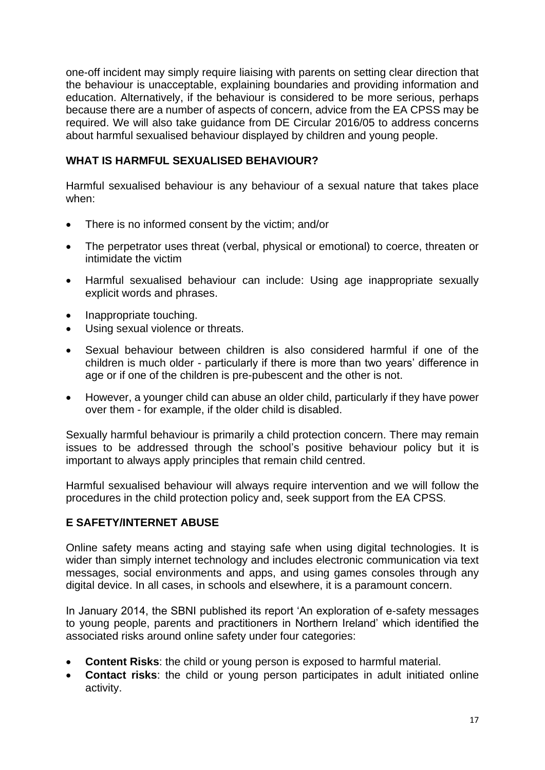one-off incident may simply require liaising with parents on setting clear direction that the behaviour is unacceptable, explaining boundaries and providing information and education. Alternatively, if the behaviour is considered to be more serious, perhaps because there are a number of aspects of concern, advice from the EA CPSS may be required. We will also take guidance from DE Circular 2016/05 to address concerns about harmful sexualised behaviour displayed by children and young people.

## WHAT IS HARMFUL SEXUALISED BEHAVIOUR?

Harmful sexualised behaviour is any behaviour of a sexual nature that takes place when:

- There is no informed consent by the victim; and/or
- The perpetrator uses threat (verbal, physical or emotional) to coerce, threaten or intimidate the victim
- Harmful sexualised behaviour can include: Using age inappropriate sexually explicit words and phrases.
- Inappropriate touching.
- Using sexual violence or threats.
- Sexual behaviour between children is also considered harmful if one of the children is much older - particularly if there is more than two years' difference in age or if one of the children is pre-pubescent and the other is not.
- However, a younger child can abuse an older child, particularly if they have power over them - for example, if the older child is disabled.

Sexually harmful behaviour is primarily a child protection concern. There may remain issues to be addressed through the school's positive behaviour policy but it is important to always apply principles that remain child centred.

Harmful sexualised behaviour will always require intervention and we will follow the procedures in the child protection policy and, seek support from the EA CPSS.

## E SAFETY/INTERNET ABUSE

Online safety means acting and staying safe when using digital technologies. It is wider than simply internet technology and includes electronic communication via text messages, social environments and apps, and using games consoles through any digital device. In all cases, in schools and elsewhere, it is a paramount concern.

In January 2014, the SBNI published its report 'An exploration of e-safety messages to young people, parents and practitioners in Northern Ireland' which identified the associated risks around online safety under four categories:

- **Content Risks**: the child or young person is exposed to harmful material.
- **Contact risks**: the child or young person participates in adult initiated online activity.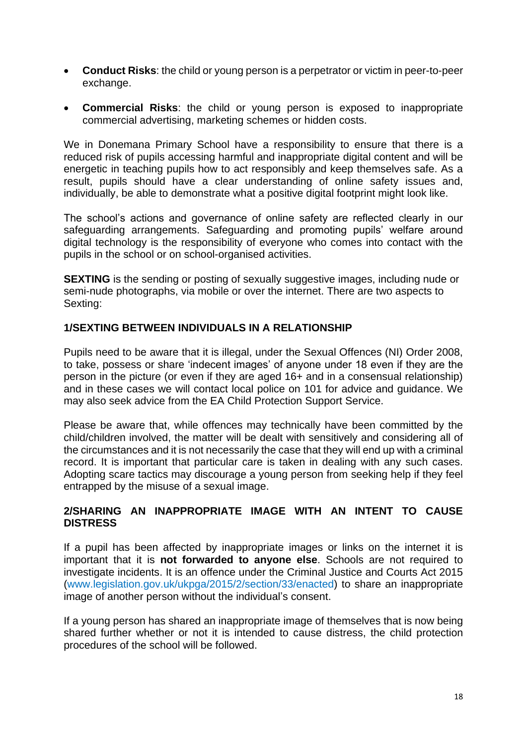- **Conduct Risks**: the child or young person is a perpetrator or victim in peer-to-peer exchange.
- **Commercial Risks**: the child or young person is exposed to inappropriate commercial advertising, marketing schemes or hidden costs.

We in Donemana Primary School have a responsibility to ensure that there is a reduced risk of pupils accessing harmful and inappropriate digital content and will be energetic in teaching pupils how to act responsibly and keep themselves safe. As a result, pupils should have a clear understanding of online safety issues and, individually, be able to demonstrate what a positive digital footprint might look like.

The school's actions and governance of online safety are reflected clearly in our safeguarding arrangements. Safeguarding and promoting pupils' welfare around digital technology is the responsibility of everyone who comes into contact with the pupils in the school or on school-organised activities.

**SEXTING** is the sending or posting of sexually suggestive images, including nude or semi-nude photographs, via mobile or over the internet. There are two aspects to Sexting:

**1/SEXTING BETWEEN INDIVIDUALS IN A RELATIONSHIP**

Pupils need to be aware that it is illegal, under the Sexual Offences (NI) Order 2008, to take, possess or share 'indecent images' of anyone under 18 even if they are the person in the picture (or even if they are aged 16+ and in a consensual relationship) and in these cases we will contact local police on 101 for advice and guidance. We may also seek advice from the EA Child Protection Support Service.

Please be aware that, while offences may technically have been committed by the child/children involved, the matter will be dealt with sensitively and considering all of the circumstances and it is not necessarily the case that they will end up with a criminal record. It is important that particular care is taken in dealing with any such cases. Adopting scare tactics may discourage a young person from seeking help if they feel entrapped by the misuse of a sexual image.

**2/SHARING AN INAPPROPRIATE IMAGE WITH AN INTENT TO CAUSE DISTRESS**

If a pupil has been affected by inappropriate images or links on the internet it is important that it is **not forwarded to anyone else**. Schools are not required to investigate incidents. It is an offence under the Criminal Justice and Courts Act 2015 (www.legislation.gov.uk/ukpga/2015/2/section/33/enacted) to share an inappropriate image of another person without the individual's consent.

If a young person has shared an inappropriate image of themselves that is now being shared further whether or not it is intended to cause distress, the child protection procedures of the school will be followed.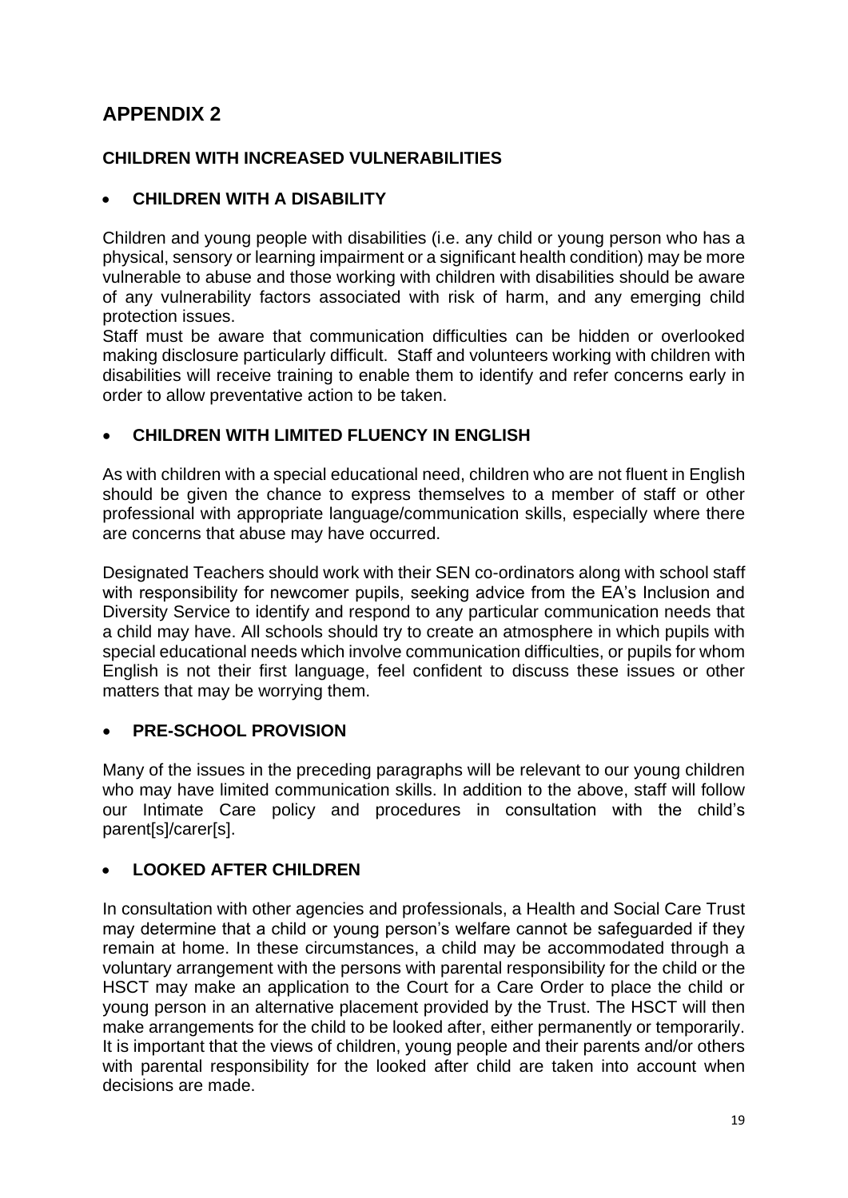# APPENDIX 2

## CHILDREN WITH INCREASED VULNERABILITIES

- **CHILDREN WITH A DISABILITY**

Children and young people with disabilities (i.e. any child or young person who has a physical, sensory or learning impairment or a significant health condition) may be more vulnerable to abuse and those working with children with disabilities should be aware of any vulnerability factors associated with risk of harm, and any emerging child protection issues.
Staff must be aware that communication difficulties can be hidden or overlooked making disclosure particularly difficult. Staff and volunteers working with children with disabilities will receive training to enable them to identify and refer concerns early in order to allow preventative action to be taken.

- **CHILDREN WITH LIMITED FLUENCY IN ENGLISH**

As with children with a special educational need, children who are not fluent in English should be given the chance to express themselves to a member of staff or other professional with appropriate language/communication skills, especially where there are concerns that abuse may have occurred.

Designated Teachers should work with their SEN co-ordinators along with school staff with responsibility for newcomer pupils, seeking advice from the EA's Inclusion and Diversity Service to identify and respond to any particular communication needs that a child may have. All schools should try to create an atmosphere in which pupils with special educational needs which involve communication difficulties, or pupils for whom English is not their first language, feel confident to discuss these issues or other matters that may be worrying them.

- **PRE-SCHOOL PROVISION**

Many of the issues in the preceding paragraphs will be relevant to our young children who may have limited communication skills. In addition to the above, staff will follow our Intimate Care policy and procedures in consultation with the child's parent[s]/carer[s].

- **LOOKED AFTER CHILDREN**

In consultation with other agencies and professionals, a Health and Social Care Trust may determine that a child or young person's welfare cannot be safeguarded if they remain at home. In these circumstances, a child may be accommodated through a voluntary arrangement with the persons with parental responsibility for the child or the HSCT may make an application to the Court for a Care Order to place the child or young person in an alternative placement provided by the Trust. The HSCT will then make arrangements for the child to be looked after, either permanently or temporarily. It is important that the views of children, young people and their parents and/or others with parental responsibility for the looked after child are taken into account when decisions are made.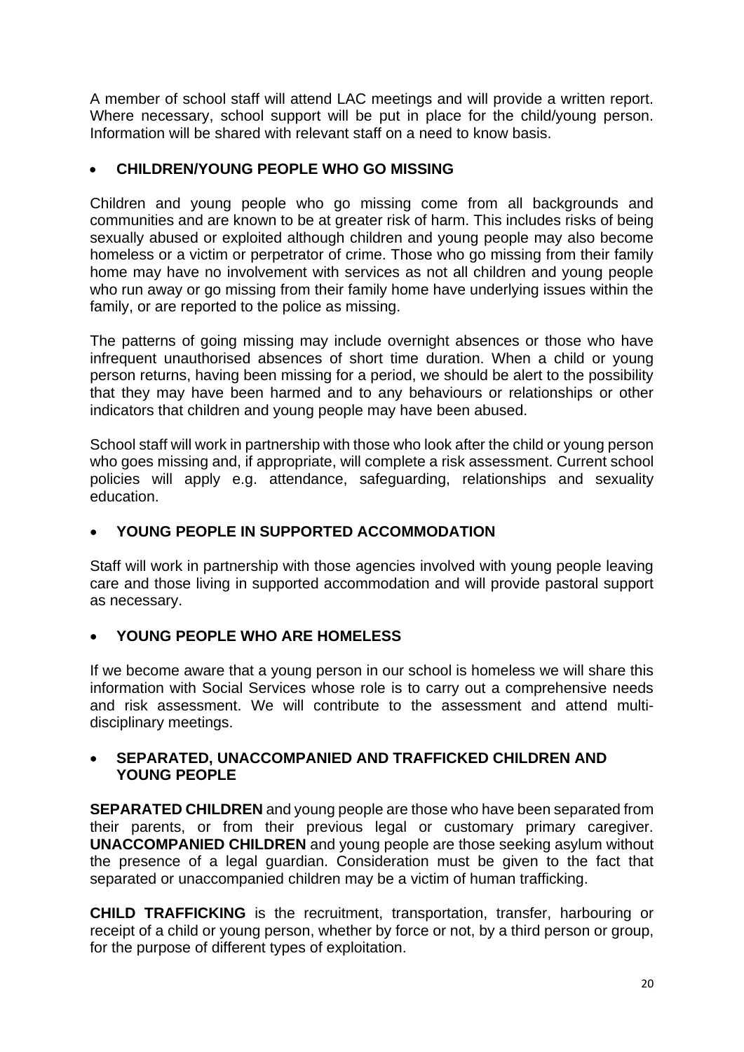A member of school staff will attend LAC meetings and will provide a written report. Where necessary, school support will be put in place for the child/young person. Information will be shared with relevant staff on a need to know basis.

- **CHILDREN/YOUNG PEOPLE WHO GO MISSING**

Children and young people who go missing come from all backgrounds and communities and are known to be at greater risk of harm. This includes risks of being sexually abused or exploited although children and young people may also become homeless or a victim or perpetrator of crime. Those who go missing from their family home may have no involvement with services as not all children and young people who run away or go missing from their family home have underlying issues within the family, or are reported to the police as missing.

The patterns of going missing may include overnight absences or those who have infrequent unauthorised absences of short time duration. When a child or young person returns, having been missing for a period, we should be alert to the possibility that they may have been harmed and to any behaviours or relationships or other indicators that children and young people may have been abused.

School staff will work in partnership with those who look after the child or young person who goes missing and, if appropriate, will complete a risk assessment. Current school policies will apply e.g. attendance, safeguarding, relationships and sexuality education.

- **YOUNG PEOPLE IN SUPPORTED ACCOMMODATION**

Staff will work in partnership with those agencies involved with young people leaving care and those living in supported accommodation and will provide pastoral support as necessary.

- **YOUNG PEOPLE WHO ARE HOMELESS**

If we become aware that a young person in our school is homeless we will share this information with Social Services whose role is to carry out a comprehensive needs and risk assessment. We will contribute to the assessment and attend multi-disciplinary meetings.

- **SEPARATED, UNACCOMPANIED AND TRAFFICKED CHILDREN AND YOUNG PEOPLE**

**SEPARATED CHILDREN** and young people are those who have been separated from their parents, or from their previous legal or customary primary caregiver. **UNACCOMPANIED CHILDREN** and young people are those seeking asylum without the presence of a legal guardian. Consideration must be given to the fact that separated or unaccompanied children may be a victim of human trafficking.

**CHILD TRAFFICKING** is the recruitment, transportation, transfer, harbouring or receipt of a child or young person, whether by force or not, by a third person or group, for the purpose of different types of exploitation.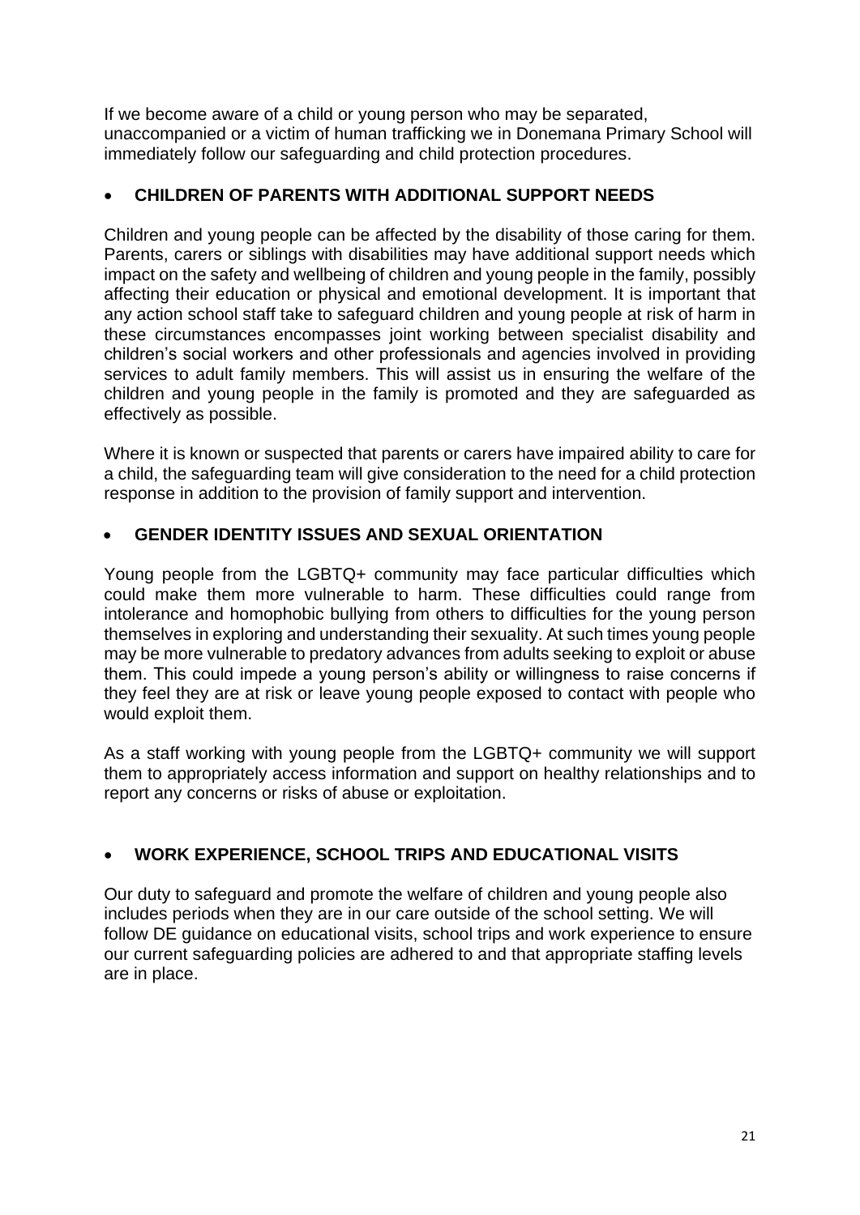If we become aware of a child or young person who may be separated, unaccompanied or a victim of human trafficking we in Donemana Primary School will immediately follow our safeguarding and child protection procedures.

- **CHILDREN OF PARENTS WITH ADDITIONAL SUPPORT NEEDS**

Children and young people can be affected by the disability of those caring for them. Parents, carers or siblings with disabilities may have additional support needs which impact on the safety and wellbeing of children and young people in the family, possibly affecting their education or physical and emotional development. It is important that any action school staff take to safeguard children and young people at risk of harm in these circumstances encompasses joint working between specialist disability and children's social workers and other professionals and agencies involved in providing services to adult family members. This will assist us in ensuring the welfare of the children and young people in the family is promoted and they are safeguarded as effectively as possible.

Where it is known or suspected that parents or carers have impaired ability to care for a child, the safeguarding team will give consideration to the need for a child protection response in addition to the provision of family support and intervention.

- **GENDER IDENTITY ISSUES AND SEXUAL ORIENTATION**

Young people from the LGBTQ+ community may face particular difficulties which could make them more vulnerable to harm. These difficulties could range from intolerance and homophobic bullying from others to difficulties for the young person themselves in exploring and understanding their sexuality. At such times young people may be more vulnerable to predatory advances from adults seeking to exploit or abuse them. This could impede a young person's ability or willingness to raise concerns if they feel they are at risk or leave young people exposed to contact with people who would exploit them.

As a staff working with young people from the LGBTQ+ community we will support them to appropriately access information and support on healthy relationships and to report any concerns or risks of abuse or exploitation.

- **WORK EXPERIENCE, SCHOOL TRIPS AND EDUCATIONAL VISITS**

Our duty to safeguard and promote the welfare of children and young people also includes periods when they are in our care outside of the school setting. We will follow DE guidance on educational visits, school trips and work experience to ensure our current safeguarding policies are adhered to and that appropriate staffing levels are in place.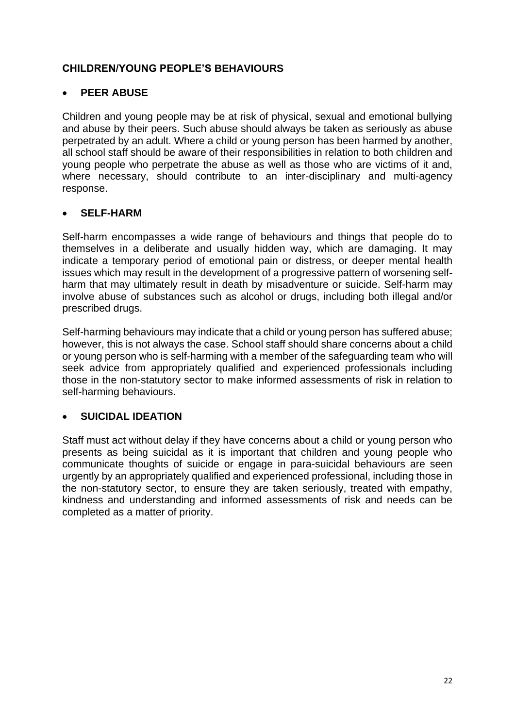## CHILDREN/YOUNG PEOPLE'S BEHAVIOURS

- **PEER ABUSE**

Children and young people may be at risk of physical, sexual and emotional bullying and abuse by their peers. Such abuse should always be taken as seriously as abuse perpetrated by an adult. Where a child or young person has been harmed by another, all school staff should be aware of their responsibilities in relation to both children and young people who perpetrate the abuse as well as those who are victims of it and, where necessary, should contribute to an inter-disciplinary and multi-agency response.

- **SELF-HARM**

Self-harm encompasses a wide range of behaviours and things that people do to themselves in a deliberate and usually hidden way, which are damaging. It may indicate a temporary period of emotional pain or distress, or deeper mental health issues which may result in the development of a progressive pattern of worsening self-harm that may ultimately result in death by misadventure or suicide. Self-harm may involve abuse of substances such as alcohol or drugs, including both illegal and/or prescribed drugs.

Self-harming behaviours may indicate that a child or young person has suffered abuse; however, this is not always the case. School staff should share concerns about a child or young person who is self-harming with a member of the safeguarding team who will seek advice from appropriately qualified and experienced professionals including those in the non-statutory sector to make informed assessments of risk in relation to self-harming behaviours.

- **SUICIDAL IDEATION**

Staff must act without delay if they have concerns about a child or young person who presents as being suicidal as it is important that children and young people who communicate thoughts of suicide or engage in para-suicidal behaviours are seen urgently by an appropriately qualified and experienced professional, including those in the non-statutory sector, to ensure they are taken seriously, treated with empathy, kindness and understanding and informed assessments of risk and needs can be completed as a matter of priority.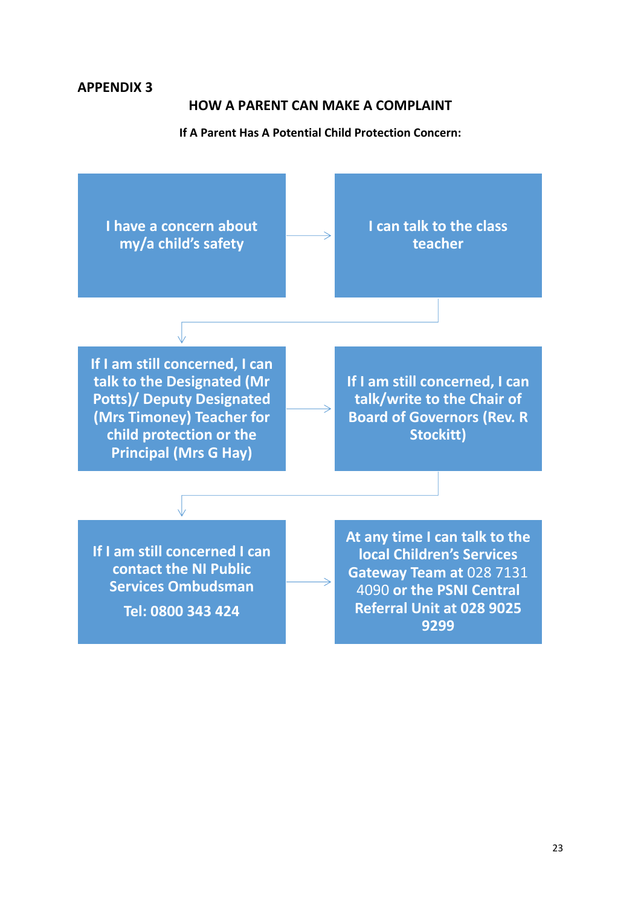**APPENDIX 3**

## HOW A PARENT CAN MAKE A COMPLAINT

**If A Parent Has A Potential Child Protection Concern:**

**I have a concern about my/a child's safety**

→ **I can talk to the class teacher**

→ **If I am still concerned, I can talk to the Designated (Mr Potts)/ Deputy Designated (Mrs Timoney) Teacher for child protection or the Principal (Mrs G Hay)**

→ **If I am still concerned, I can talk/write to the Chair of Board of Governors (Rev. R Stockitt)**

→ **If I am still concerned I can contact the NI Public Services Ombudsman**

**Tel: 0800 343 424**

→ **At any time I can talk to the local Children's Services Gateway Team at** 028 7131 4090 **or the PSNI Central Referral Unit at 028 9025 9299**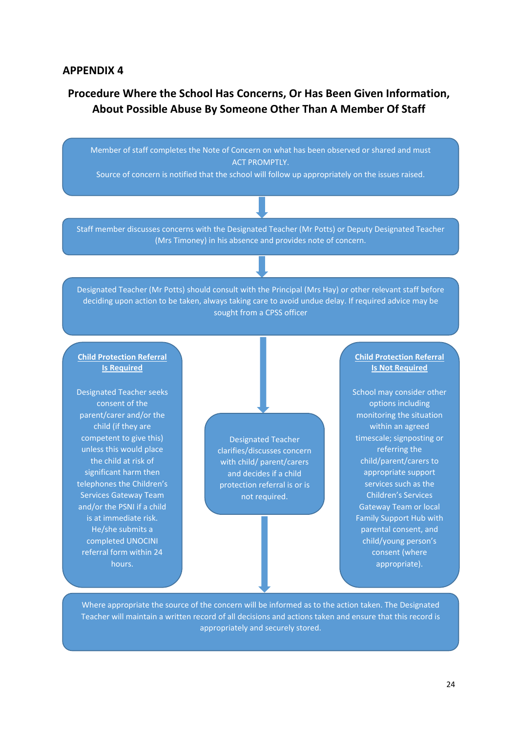## APPENDIX 4

### Procedure Where the School Has Concerns, Or Has Been Given Information, About Possible Abuse By Someone Other Than A Member Of Staff

Member of staff completes the Note of Concern on what has been observed or shared and must ACT PROMPTLY.
Source of concern is notified that the school will follow up appropriately on the issues raised.

↓

Staff member discusses concerns with the Designated Teacher (Mr Potts) or Deputy Designated Teacher (Mrs Timoney) in his absence and provides note of concern.

↓

Designated Teacher (Mr Potts) should consult with the Principal (Mrs Hay) or other relevant staff before deciding upon action to be taken, always taking care to avoid undue delay. If required advice may be sought from a CPSS officer

↓

Designated Teacher clarifies/discusses concern with child/ parent/carers and decides if a child protection referral is or is not required.

**Child Protection Referral Is Required**

Designated Teacher seeks consent of the parent/carer and/or the child (if they are competent to give this) unless this would place the child at risk of significant harm then telephones the Children's Services Gateway Team and/or the PSNI if a child is at immediate risk. He/she submits a completed UNOCINI referral form within 24 hours.

**Child Protection Referral Is Not Required**

School may consider other options including monitoring the situation within an agreed timescale; signposting or referring the child/parent/carers to appropriate support services such as the Children's Services Gateway Team or local Family Support Hub with parental consent, and child/young person's consent (where appropriate).

↓

Where appropriate the source of the concern will be informed as to the action taken. The Designated Teacher will maintain a written record of all decisions and actions taken and ensure that this record is appropriately and securely stored.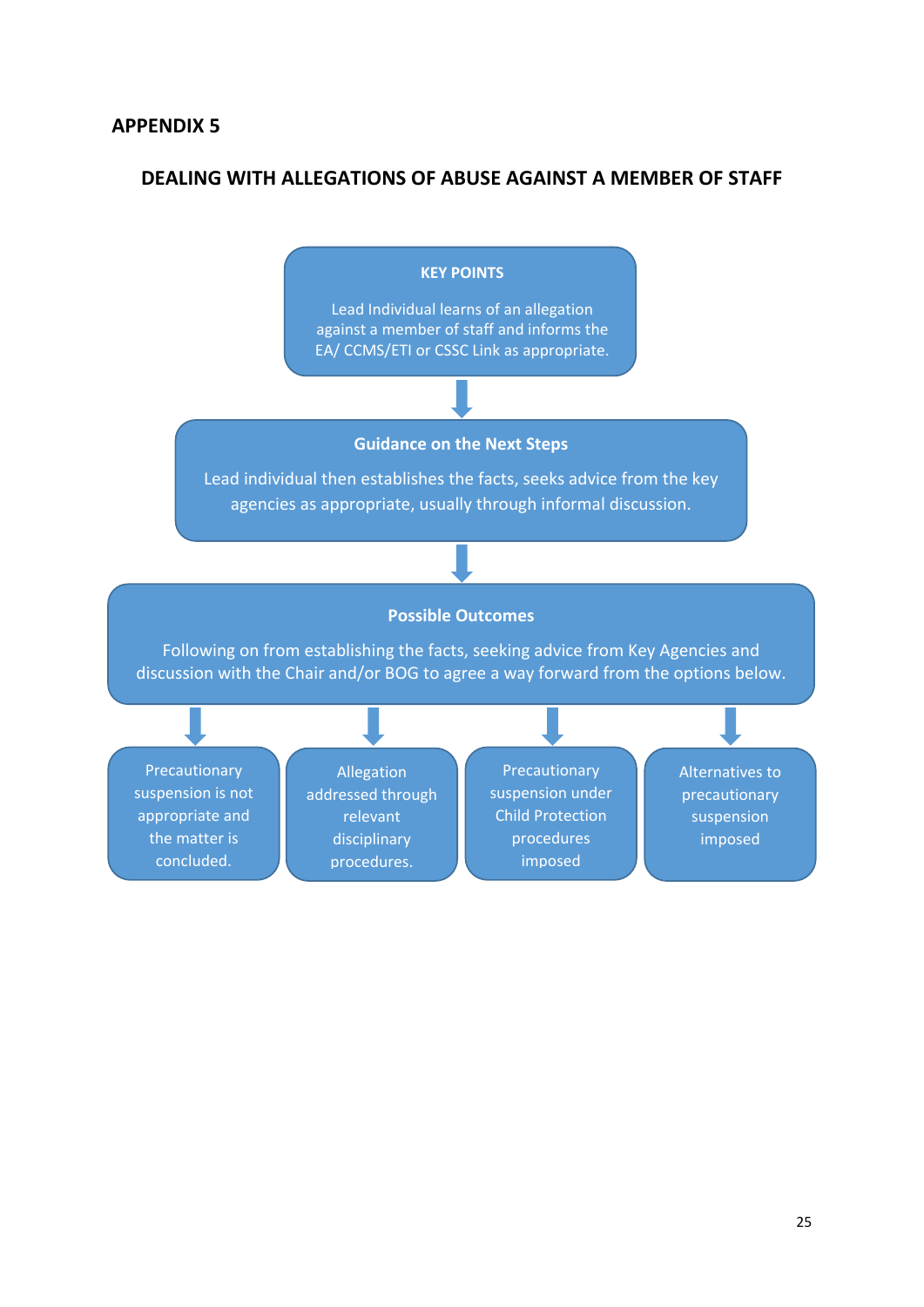## APPENDIX 5

## DEALING WITH ALLEGATIONS OF ABUSE AGAINST A MEMBER OF STAFF

**KEY POINTS**

Lead Individual learns of an allegation against a member of staff and informs the EA/ CCMS/ETI or CSSC Link as appropriate.

↓

**Guidance on the Next Steps**

Lead individual then establishes the facts, seeks advice from the key agencies as appropriate, usually through informal discussion.

↓

**Possible Outcomes**

Following on from establishing the facts, seeking advice from Key Agencies and discussion with the Chair and/or BOG to agree a way forward from the options below.

↓

- Precautionary suspension is not appropriate and the matter is concluded.
- Allegation addressed through relevant disciplinary procedures.
- Precautionary suspension under Child Protection procedures imposed
- Alternatives to precautionary suspension imposed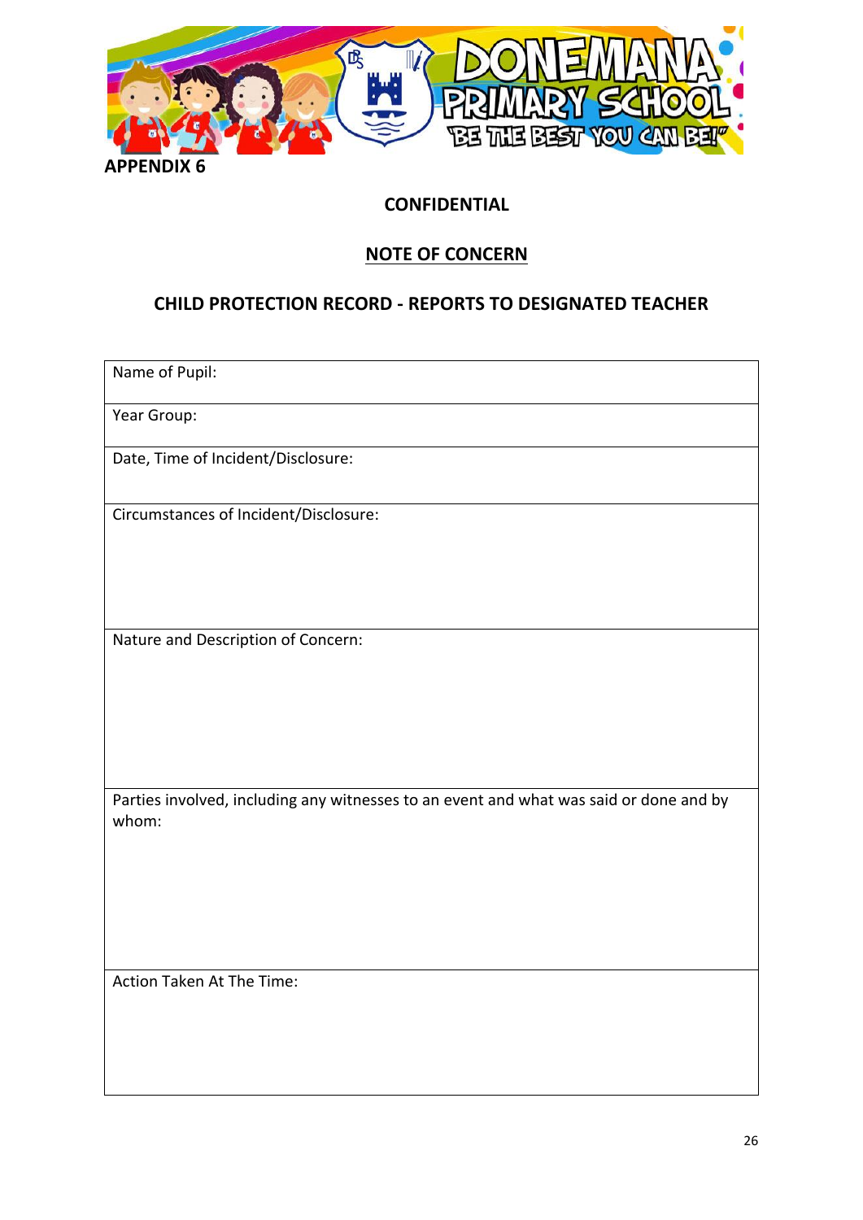**APPENDIX 6**

**CONFIDENTIAL**

**NOTE OF CONCERN**

**CHILD PROTECTION RECORD - REPORTS TO DESIGNATED TEACHER**

| Name of Pupil: |
|---|
| Year Group: |
| Date, Time of Incident/Disclosure: |
| Circumstances of Incident/Disclosure: |
| Nature and Description of Concern: |
| Parties involved, including any witnesses to an event and what was said or done and by whom: |
| Action Taken At The Time: |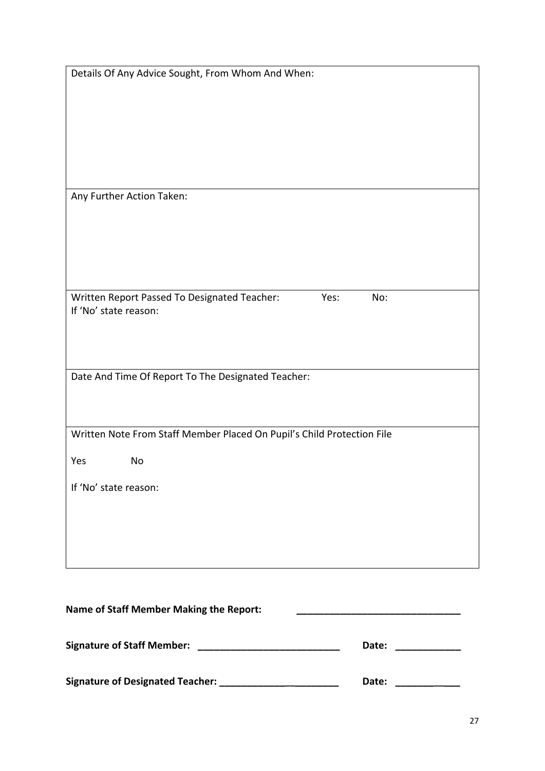| Details Of Any Advice Sought, From Whom And When: |
|---|
| Any Further Action Taken: |
| Written Report Passed To Designated Teacher: Yes: No:<br>If 'No' state reason: |
| Date And Time Of Report To The Designated Teacher: |
| Written Note From Staff Member Placed On Pupil's Child Protection File<br><br>Yes No<br><br>If 'No' state reason: |

**Name of Staff Member Making the Report:** ______________________________

**Signature of Staff Member:** __________________________ **Date:** ____________

**Signature of Designated Teacher:** _____________________ **Date:** ____________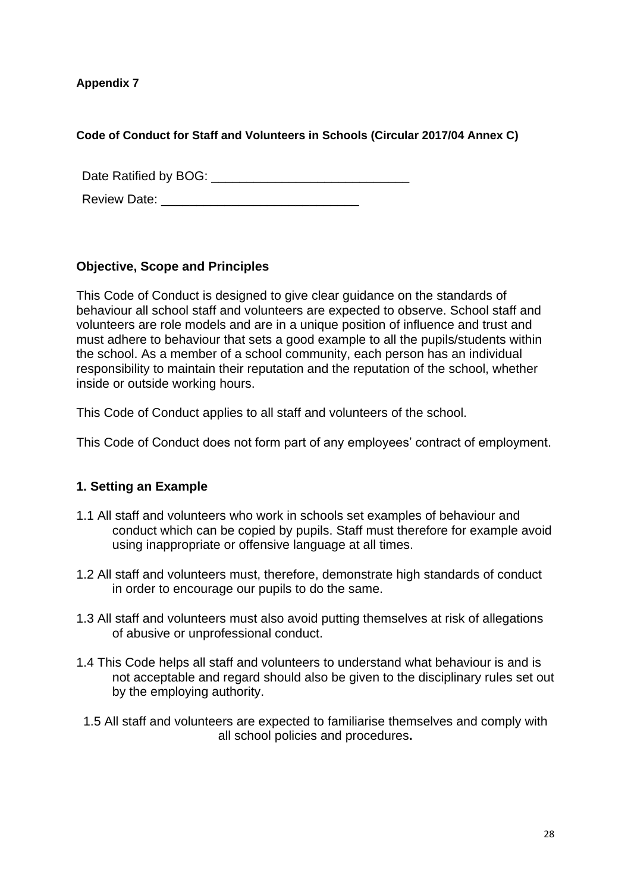**Appendix 7**

**Code of Conduct for Staff and Volunteers in Schools (Circular 2017/04 Annex C)**

Date Ratified by BOG: ____________________________

Review Date: ____________________________

## Objective, Scope and Principles

This Code of Conduct is designed to give clear guidance on the standards of behaviour all school staff and volunteers are expected to observe. School staff and volunteers are role models and are in a unique position of influence and trust and must adhere to behaviour that sets a good example to all the pupils/students within the school. As a member of a school community, each person has an individual responsibility to maintain their reputation and the reputation of the school, whether inside or outside working hours.

This Code of Conduct applies to all staff and volunteers of the school.

This Code of Conduct does not form part of any employees' contract of employment.

## 1. Setting an Example

1.1 All staff and volunteers who work in schools set examples of behaviour and conduct which can be copied by pupils. Staff must therefore for example avoid using inappropriate or offensive language at all times.

1.2 All staff and volunteers must, therefore, demonstrate high standards of conduct in order to encourage our pupils to do the same.

1.3 All staff and volunteers must also avoid putting themselves at risk of allegations of abusive or unprofessional conduct.

1.4 This Code helps all staff and volunteers to understand what behaviour is and is not acceptable and regard should also be given to the disciplinary rules set out by the employing authority.

1.5 All staff and volunteers are expected to familiarise themselves and comply with all school policies and procedures.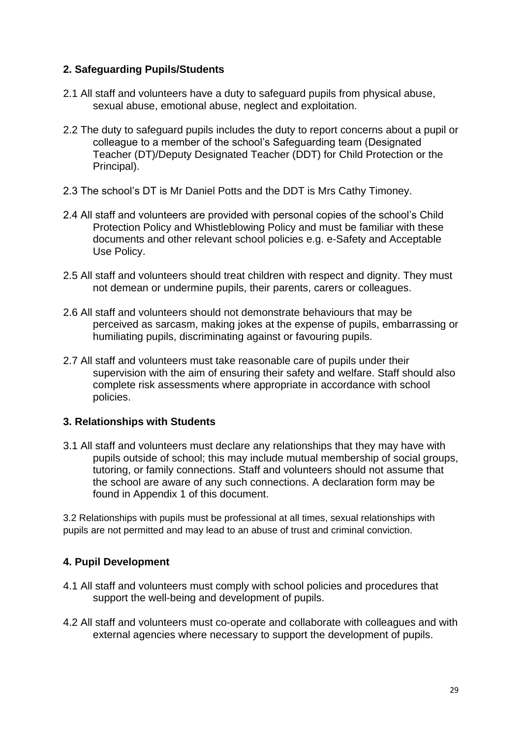## 2. Safeguarding Pupils/Students

2.1 All staff and volunteers have a duty to safeguard pupils from physical abuse, sexual abuse, emotional abuse, neglect and exploitation.

2.2 The duty to safeguard pupils includes the duty to report concerns about a pupil or colleague to a member of the school's Safeguarding team (Designated Teacher (DT)/Deputy Designated Teacher (DDT) for Child Protection or the Principal).

2.3 The school's DT is Mr Daniel Potts and the DDT is Mrs Cathy Timoney.

2.4 All staff and volunteers are provided with personal copies of the school's Child Protection Policy and Whistleblowing Policy and must be familiar with these documents and other relevant school policies e.g. e-Safety and Acceptable Use Policy.

2.5 All staff and volunteers should treat children with respect and dignity. They must not demean or undermine pupils, their parents, carers or colleagues.

2.6 All staff and volunteers should not demonstrate behaviours that may be perceived as sarcasm, making jokes at the expense of pupils, embarrassing or humiliating pupils, discriminating against or favouring pupils.

2.7 All staff and volunteers must take reasonable care of pupils under their supervision with the aim of ensuring their safety and welfare. Staff should also complete risk assessments where appropriate in accordance with school policies.

## 3. Relationships with Students

3.1 All staff and volunteers must declare any relationships that they may have with pupils outside of school; this may include mutual membership of social groups, tutoring, or family connections. Staff and volunteers should not assume that the school are aware of any such connections. A declaration form may be found in Appendix 1 of this document.

3.2 Relationships with pupils must be professional at all times, sexual relationships with pupils are not permitted and may lead to an abuse of trust and criminal conviction.

## 4. Pupil Development

4.1 All staff and volunteers must comply with school policies and procedures that support the well-being and development of pupils.

4.2 All staff and volunteers must co-operate and collaborate with colleagues and with external agencies where necessary to support the development of pupils.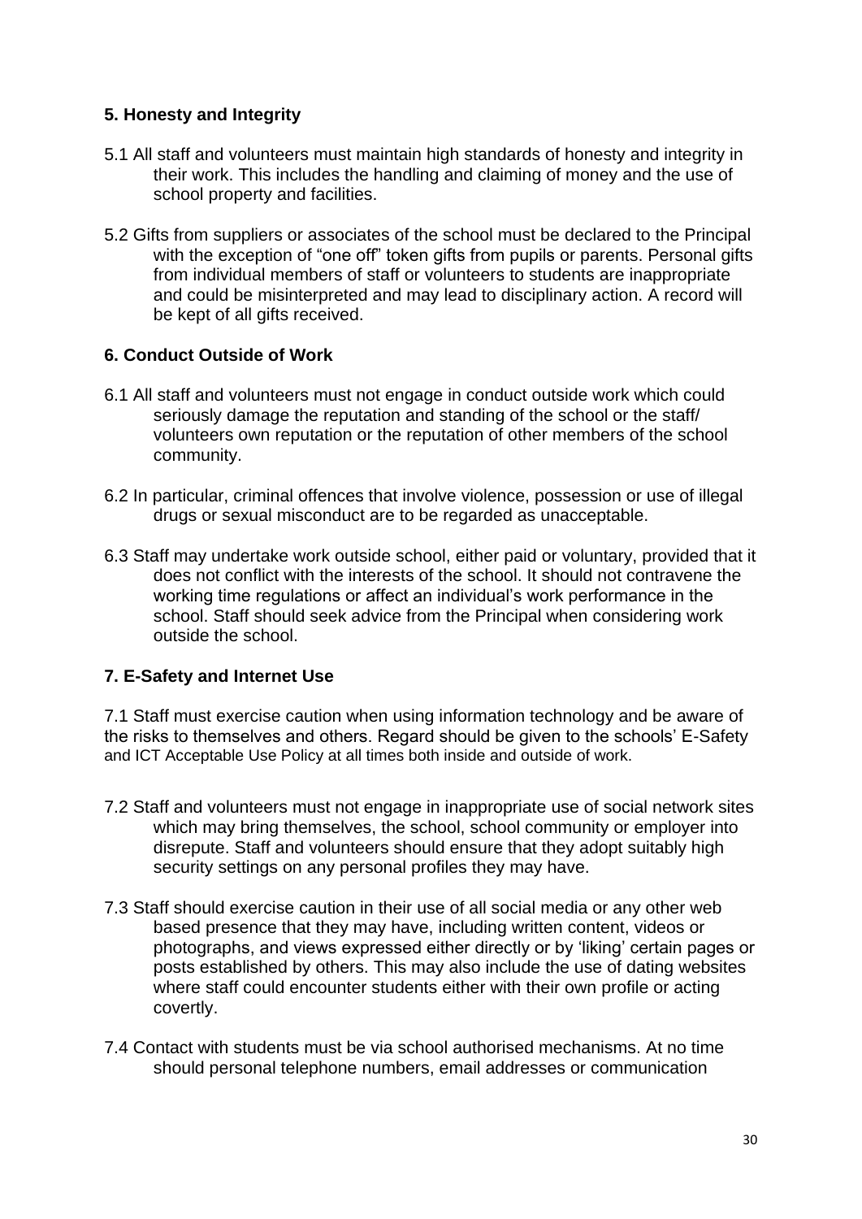## 5. Honesty and Integrity

5.1 All staff and volunteers must maintain high standards of honesty and integrity in their work. This includes the handling and claiming of money and the use of school property and facilities.

5.2 Gifts from suppliers or associates of the school must be declared to the Principal with the exception of "one off" token gifts from pupils or parents. Personal gifts from individual members of staff or volunteers to students are inappropriate and could be misinterpreted and may lead to disciplinary action. A record will be kept of all gifts received.

## 6. Conduct Outside of Work

6.1 All staff and volunteers must not engage in conduct outside work which could seriously damage the reputation and standing of the school or the staff/ volunteers own reputation or the reputation of other members of the school community.

6.2 In particular, criminal offences that involve violence, possession or use of illegal drugs or sexual misconduct are to be regarded as unacceptable.

6.3 Staff may undertake work outside school, either paid or voluntary, provided that it does not conflict with the interests of the school. It should not contravene the working time regulations or affect an individual's work performance in the school. Staff should seek advice from the Principal when considering work outside the school.

## 7. E-Safety and Internet Use

7.1 Staff must exercise caution when using information technology and be aware of the risks to themselves and others. Regard should be given to the schools' E-Safety and ICT Acceptable Use Policy at all times both inside and outside of work.

7.2 Staff and volunteers must not engage in inappropriate use of social network sites which may bring themselves, the school, school community or employer into disrepute. Staff and volunteers should ensure that they adopt suitably high security settings on any personal profiles they may have.

7.3 Staff should exercise caution in their use of all social media or any other web based presence that they may have, including written content, videos or photographs, and views expressed either directly or by 'liking' certain pages or posts established by others. This may also include the use of dating websites where staff could encounter students either with their own profile or acting covertly.

7.4 Contact with students must be via school authorised mechanisms. At no time should personal telephone numbers, email addresses or communication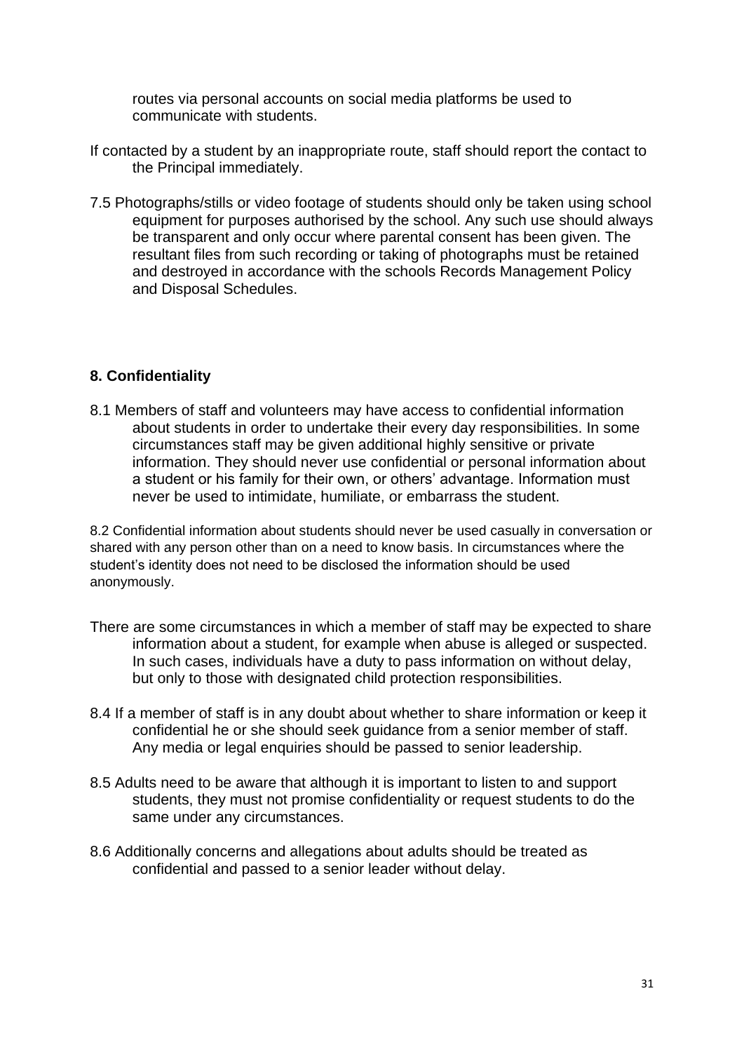routes via personal accounts on social media platforms be used to communicate with students.

If contacted by a student by an inappropriate route, staff should report the contact to the Principal immediately.

7.5 Photographs/stills or video footage of students should only be taken using school equipment for purposes authorised by the school. Any such use should always be transparent and only occur where parental consent has been given. The resultant files from such recording or taking of photographs must be retained and destroyed in accordance with the schools Records Management Policy and Disposal Schedules.

**8. Confidentiality**

8.1 Members of staff and volunteers may have access to confidential information about students in order to undertake their every day responsibilities. In some circumstances staff may be given additional highly sensitive or private information. They should never use confidential or personal information about a student or his family for their own, or others' advantage. Information must never be used to intimidate, humiliate, or embarrass the student.

8.2 Confidential information about students should never be used casually in conversation or shared with any person other than on a need to know basis. In circumstances where the student's identity does not need to be disclosed the information should be used anonymously.

There are some circumstances in which a member of staff may be expected to share information about a student, for example when abuse is alleged or suspected. In such cases, individuals have a duty to pass information on without delay, but only to those with designated child protection responsibilities.

8.4 If a member of staff is in any doubt about whether to share information or keep it confidential he or she should seek guidance from a senior member of staff. Any media or legal enquiries should be passed to senior leadership.

8.5 Adults need to be aware that although it is important to listen to and support students, they must not promise confidentiality or request students to do the same under any circumstances.

8.6 Additionally concerns and allegations about adults should be treated as confidential and passed to a senior leader without delay.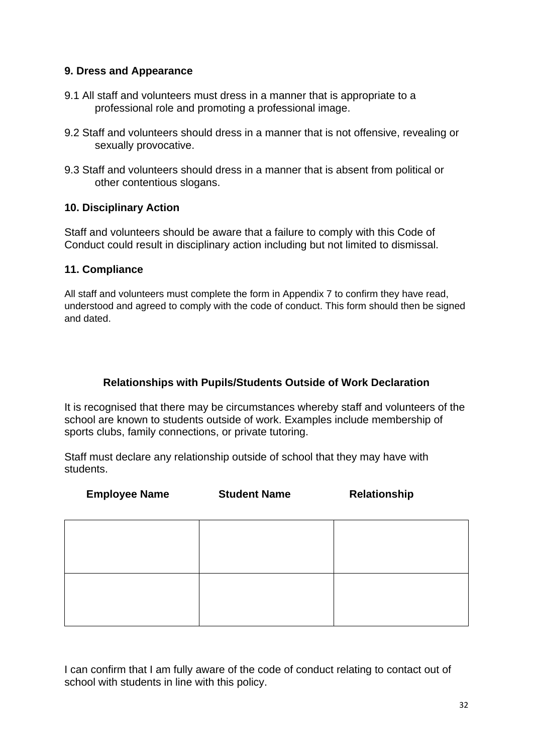**9. Dress and Appearance**

9.1 All staff and volunteers must dress in a manner that is appropriate to a professional role and promoting a professional image.

9.2 Staff and volunteers should dress in a manner that is not offensive, revealing or sexually provocative.

9.3 Staff and volunteers should dress in a manner that is absent from political or other contentious slogans.

**10. Disciplinary Action**

Staff and volunteers should be aware that a failure to comply with this Code of Conduct could result in disciplinary action including but not limited to dismissal.

**11. Compliance**

All staff and volunteers must complete the form in Appendix 7 to confirm they have read, understood and agreed to comply with the code of conduct. This form should then be signed and dated.

**Relationships with Pupils/Students Outside of Work Declaration**

It is recognised that there may be circumstances whereby staff and volunteers of the school are known to students outside of work. Examples include membership of sports clubs, family connections, or private tutoring.

Staff must declare any relationship outside of school that they may have with students.

| Employee Name | Student Name | Relationship |
|---|---|---|
| | | |
| | | |

I can confirm that I am fully aware of the code of conduct relating to contact out of school with students in line with this policy.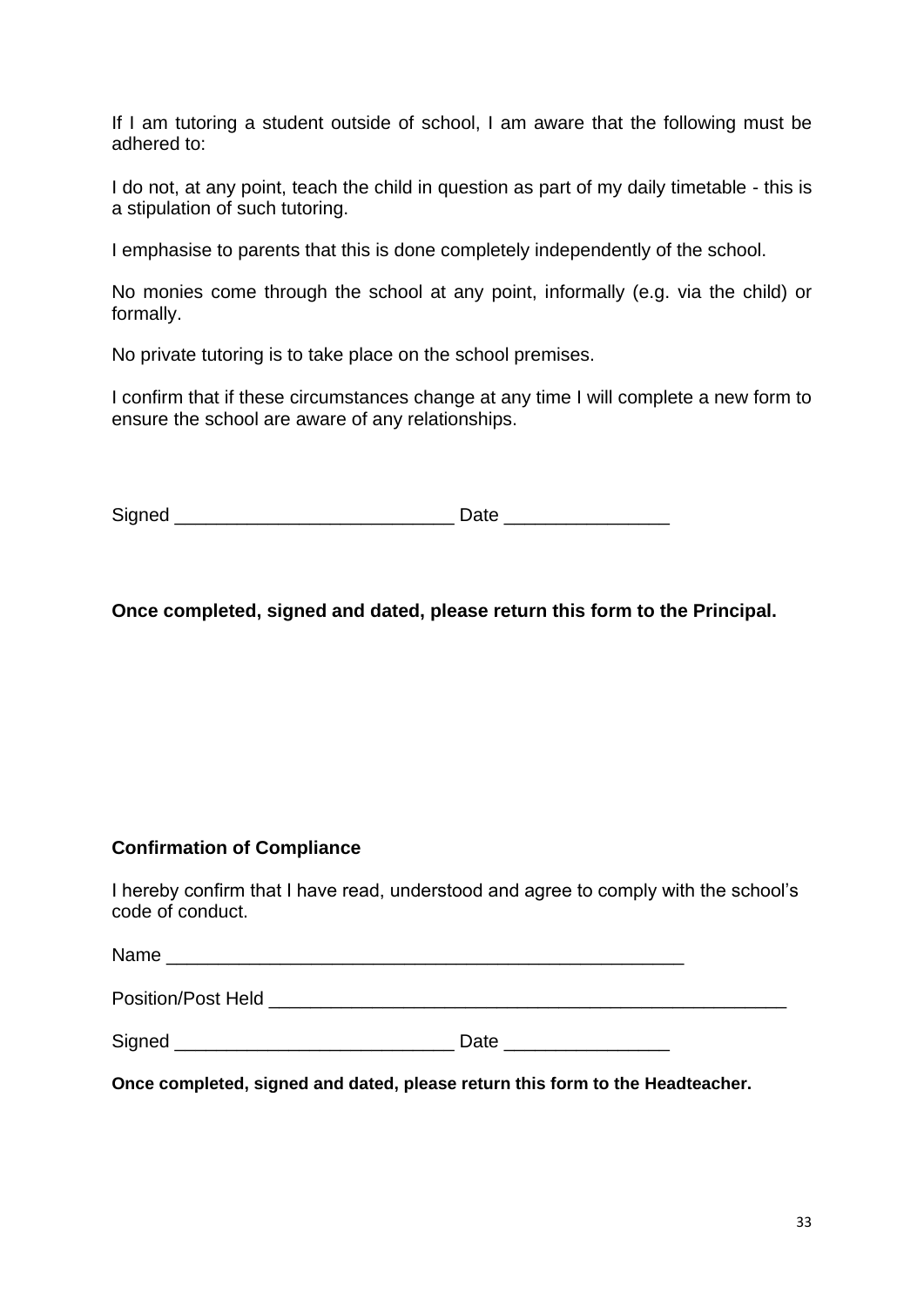If I am tutoring a student outside of school, I am aware that the following must be adhered to:

I do not, at any point, teach the child in question as part of my daily timetable - this is a stipulation of such tutoring.

I emphasise to parents that this is done completely independently of the school.

No monies come through the school at any point, informally (e.g. via the child) or formally.

No private tutoring is to take place on the school premises.

I confirm that if these circumstances change at any time I will complete a new form to ensure the school are aware of any relationships.

Signed ___________________________ Date ________________

**Once completed, signed and dated, please return this form to the Principal.**

**Confirmation of Compliance**

I hereby confirm that I have read, understood and agree to comply with the school's code of conduct.

Name ___________________________________________________

Position/Post Held ___________________________________________________

Signed ___________________________ Date ________________

**Once completed, signed and dated, please return this form to the Headteacher.**